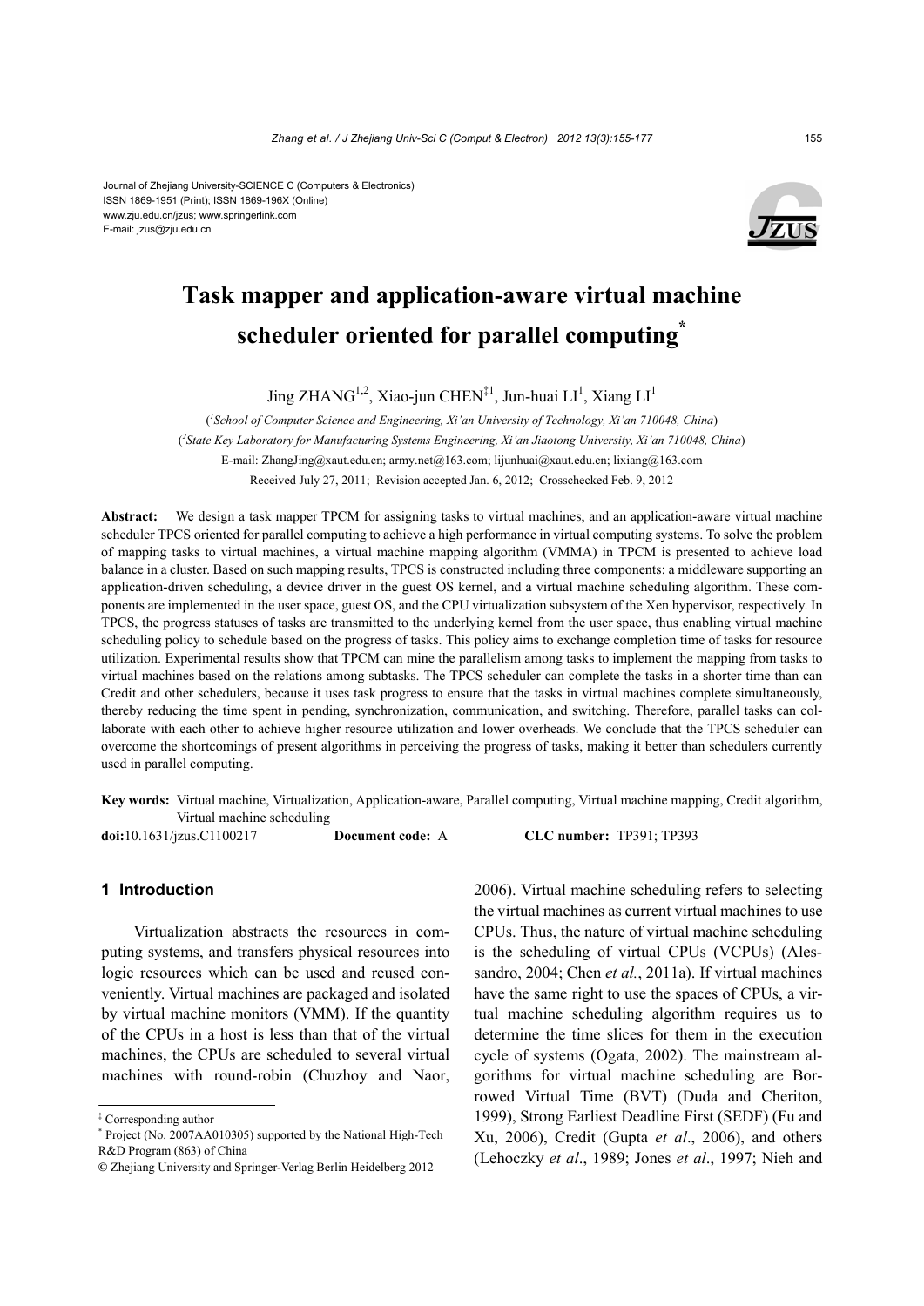Journal of Zhejiang University-SCIENCE C (Computers & Electronics)
ISSN 1869-1951 (Print); ISSN 1869-196X (Online)
www.zju.edu.cn/jzus; www.springerlink.com
E-mail: jzus@zju.edu.cn

# Task mapper and application-aware virtual machine scheduler oriented for parallel computing[*]

Jing ZHANG[1,2], Xiao-jun CHEN[‡1], Jun-huai LI[1], Xiang LI[1]

([1]*School of Computer Science and Engineering, Xi'an University of Technology, Xi'an 710048, China*)

([2]*State Key Laboratory for Manufacturing Systems Engineering, Xi'an Jiaotong University, Xi'an 710048, China*)

E-mail: ZhangJing@xaut.edu.cn; army.net@163.com; lijunhuai@xaut.edu.cn; lixiang@163.com

Received July 27, 2011; Revision accepted Jan. 6, 2012; Crosschecked Feb. 9, 2012

**Abstract:** We design a task mapper TPCM for assigning tasks to virtual machines, and an application-aware virtual machine scheduler TPCS oriented for parallel computing to achieve a high performance in virtual computing systems. To solve the problem of mapping tasks to virtual machines, a virtual machine mapping algorithm (VMMA) in TPCM is presented to achieve load balance in a cluster. Based on such mapping results, TPCS is constructed including three components: a middleware supporting an application-driven scheduling, a device driver in the guest OS kernel, and a virtual machine scheduling algorithm. These components are implemented in the user space, guest OS, and the CPU virtualization subsystem of the Xen hypervisor, respectively. In TPCS, the progress statuses of tasks are transmitted to the underlying kernel from the user space, thus enabling virtual machine scheduling policy to schedule based on the progress of tasks. This policy aims to exchange completion time of tasks for resource utilization. Experimental results show that TPCM can mine the parallelism among tasks to implement the mapping from tasks to virtual machines based on the relations among subtasks. The TPCS scheduler can complete the tasks in a shorter time than can Credit and other schedulers, because it uses task progress to ensure that the tasks in virtual machines complete simultaneously, thereby reducing the time spent in pending, synchronization, communication, and switching. Therefore, parallel tasks can collaborate with each other to achieve higher resource utilization and lower overheads. We conclude that the TPCS scheduler can overcome the shortcomings of present algorithms in perceiving the progress of tasks, making it better than schedulers currently used in parallel computing.

**Key words:** Virtual machine, Virtualization, Application-aware, Parallel computing, Virtual machine mapping, Credit algorithm, Virtual machine scheduling

**doi:**10.1631/jzus.C1100217 **Document code:** A **CLC number:** TP391; TP393

## 1 Introduction

Virtualization abstracts the resources in computing systems, and transfers physical resources into logic resources which can be used and reused conveniently. Virtual machines are packaged and isolated by virtual machine monitors (VMM). If the quantity of the CPUs in a host is less than that of the virtual machines, the CPUs are scheduled to several virtual machines with round-robin (Chuzhoy and Naor, 2006). Virtual machine scheduling refers to selecting the virtual machines as current virtual machines to use CPUs. Thus, the nature of virtual machine scheduling is the scheduling of virtual CPUs (VCPUs) (Alessandro, 2004; Chen *et al.*, 2011a). If virtual machines have the same right to use the spaces of CPUs, a virtual machine scheduling algorithm requires us to determine the time slices for them in the execution cycle of systems (Ogata, 2002). The mainstream algorithms for virtual machine scheduling are Borrowed Virtual Time (BVT) (Duda and Cheriton, 1999), Strong Earliest Deadline First (SEDF) (Fu and Xu, 2006), Credit (Gupta *et al*., 2006), and others (Lehoczky *et al*., 1989; Jones *et al*., 1997; Nieh and

---

‡ Corresponding author

\* Project (No. 2007AA010305) supported by the National High-Tech R&D Program (863) of China

© Zhejiang University and Springer-Verlag Berlin Heidelberg 2012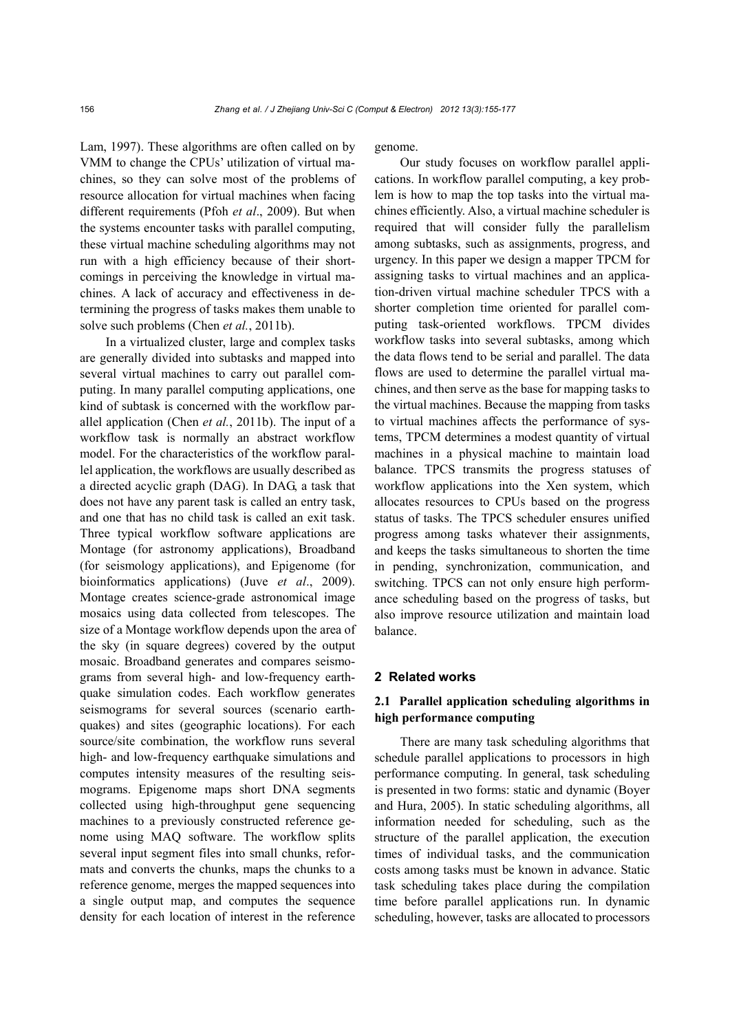Lam, 1997). These algorithms are often called on by VMM to change the CPUs' utilization of virtual machines, so they can solve most of the problems of resource allocation for virtual machines when facing different requirements (Pfoh *et al*., 2009). But when the systems encounter tasks with parallel computing, these virtual machine scheduling algorithms may not run with a high efficiency because of their shortcomings in perceiving the knowledge in virtual machines. A lack of accuracy and effectiveness in determining the progress of tasks makes them unable to solve such problems (Chen *et al.*, 2011b).

In a virtualized cluster, large and complex tasks are generally divided into subtasks and mapped into several virtual machines to carry out parallel computing. In many parallel computing applications, one kind of subtask is concerned with the workflow parallel application (Chen *et al.*, 2011b). The input of a workflow task is normally an abstract workflow model. For the characteristics of the workflow parallel application, the workflows are usually described as a directed acyclic graph (DAG). In DAG, a task that does not have any parent task is called an entry task, and one that has no child task is called an exit task. Three typical workflow software applications are Montage (for astronomy applications), Broadband (for seismology applications), and Epigenome (for bioinformatics applications) (Juve *et al*., 2009). Montage creates science-grade astronomical image mosaics using data collected from telescopes. The size of a Montage workflow depends upon the area of the sky (in square degrees) covered by the output mosaic. Broadband generates and compares seismograms from several high- and low-frequency earthquake simulation codes. Each workflow generates seismograms for several sources (scenario earthquakes) and sites (geographic locations). For each source/site combination, the workflow runs several high- and low-frequency earthquake simulations and computes intensity measures of the resulting seismograms. Epigenome maps short DNA segments collected using high-throughput gene sequencing machines to a previously constructed reference genome using MAQ software. The workflow splits several input segment files into small chunks, reformats and converts the chunks, maps the chunks to a reference genome, merges the mapped sequences into a single output map, and computes the sequence density for each location of interest in the reference genome.

Our study focuses on workflow parallel applications. In workflow parallel computing, a key problem is how to map the top tasks into the virtual machines efficiently. Also, a virtual machine scheduler is required that will consider fully the parallelism among subtasks, such as assignments, progress, and urgency. In this paper we design a mapper TPCM for assigning tasks to virtual machines and an application-driven virtual machine scheduler TPCS with a shorter completion time oriented for parallel computing task-oriented workflows. TPCM divides workflow tasks into several subtasks, among which the data flows tend to be serial and parallel. The data flows are used to determine the parallel virtual machines, and then serve as the base for mapping tasks to the virtual machines. Because the mapping from tasks to virtual machines affects the performance of systems, TPCM determines a modest quantity of virtual machines in a physical machine to maintain load balance. TPCS transmits the progress statuses of workflow applications into the Xen system, which allocates resources to CPUs based on the progress status of tasks. The TPCS scheduler ensures unified progress among tasks whatever their assignments, and keeps the tasks simultaneous to shorten the time in pending, synchronization, communication, and switching. TPCS can not only ensure high performance scheduling based on the progress of tasks, but also improve resource utilization and maintain load balance.

## 2 Related works

### 2.1 Parallel application scheduling algorithms in high performance computing

There are many task scheduling algorithms that schedule parallel applications to processors in high performance computing. In general, task scheduling is presented in two forms: static and dynamic (Boyer and Hura, 2005). In static scheduling algorithms, all information needed for scheduling, such as the structure of the parallel application, the execution times of individual tasks, and the communication costs among tasks must be known in advance. Static task scheduling takes place during the compilation time before parallel applications run. In dynamic scheduling, however, tasks are allocated to processors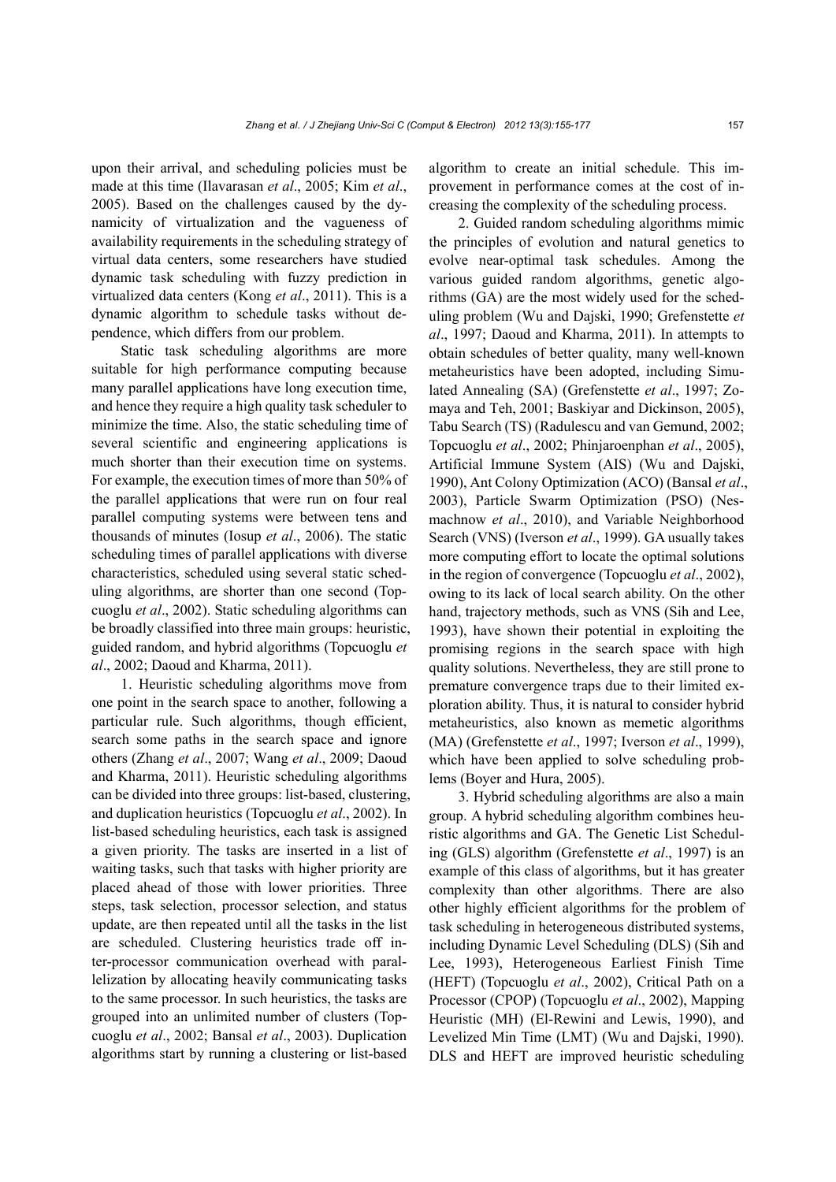upon their arrival, and scheduling policies must be made at this time (Ilavarasan *et al*., 2005; Kim *et al*., 2005). Based on the challenges caused by the dynamicity of virtualization and the vagueness of availability requirements in the scheduling strategy of virtual data centers, some researchers have studied dynamic task scheduling with fuzzy prediction in virtualized data centers (Kong *et al*., 2011). This is a dynamic algorithm to schedule tasks without dependence, which differs from our problem.

Static task scheduling algorithms are more suitable for high performance computing because many parallel applications have long execution time, and hence they require a high quality task scheduler to minimize the time. Also, the static scheduling time of several scientific and engineering applications is much shorter than their execution time on systems. For example, the execution times of more than 50% of the parallel applications that were run on four real parallel computing systems were between tens and thousands of minutes (Iosup *et al*., 2006). The static scheduling times of parallel applications with diverse characteristics, scheduled using several static scheduling algorithms, are shorter than one second (Topcuoglu *et al*., 2002). Static scheduling algorithms can be broadly classified into three main groups: heuristic, guided random, and hybrid algorithms (Topcuoglu *et al*., 2002; Daoud and Kharma, 2011).

1. Heuristic scheduling algorithms move from one point in the search space to another, following a particular rule. Such algorithms, though efficient, search some paths in the search space and ignore others (Zhang *et al*., 2007; Wang *et al*., 2009; Daoud and Kharma, 2011). Heuristic scheduling algorithms can be divided into three groups: list-based, clustering, and duplication heuristics (Topcuoglu *et al*., 2002). In list-based scheduling heuristics, each task is assigned a given priority. The tasks are inserted in a list of waiting tasks, such that tasks with higher priority are placed ahead of those with lower priorities. Three steps, task selection, processor selection, and status update, are then repeated until all the tasks in the list are scheduled. Clustering heuristics trade off inter-processor communication overhead with parallelization by allocating heavily communicating tasks to the same processor. In such heuristics, the tasks are grouped into an unlimited number of clusters (Topcuoglu *et al*., 2002; Bansal *et al*., 2003). Duplication algorithms start by running a clustering or list-based algorithm to create an initial schedule. This improvement in performance comes at the cost of increasing the complexity of the scheduling process.

2. Guided random scheduling algorithms mimic the principles of evolution and natural genetics to evolve near-optimal task schedules. Among the various guided random algorithms, genetic algorithms (GA) are the most widely used for the scheduling problem (Wu and Dajski, 1990; Grefenstette *et al*., 1997; Daoud and Kharma, 2011). In attempts to obtain schedules of better quality, many well-known metaheuristics have been adopted, including Simulated Annealing (SA) (Grefenstette *et al*., 1997; Zomaya and Teh, 2001; Baskiyar and Dickinson, 2005), Tabu Search (TS) (Radulescu and van Gemund, 2002; Topcuoglu *et al*., 2002; Phinjaroenphan *et al*., 2005), Artificial Immune System (AIS) (Wu and Dajski, 1990), Ant Colony Optimization (ACO) (Bansal *et al*., 2003), Particle Swarm Optimization (PSO) (Nesmachnow *et al*., 2010), and Variable Neighborhood Search (VNS) (Iverson *et al*., 1999). GA usually takes more computing effort to locate the optimal solutions in the region of convergence (Topcuoglu *et al*., 2002), owing to its lack of local search ability. On the other hand, trajectory methods, such as VNS (Sih and Lee, 1993), have shown their potential in exploiting the promising regions in the search space with high quality solutions. Nevertheless, they are still prone to premature convergence traps due to their limited exploration ability. Thus, it is natural to consider hybrid metaheuristics, also known as memetic algorithms (MA) (Grefenstette *et al*., 1997; Iverson *et al*., 1999), which have been applied to solve scheduling problems (Boyer and Hura, 2005).

3. Hybrid scheduling algorithms are also a main group. A hybrid scheduling algorithm combines heuristic algorithms and GA. The Genetic List Scheduling (GLS) algorithm (Grefenstette *et al*., 1997) is an example of this class of algorithms, but it has greater complexity than other algorithms. There are also other highly efficient algorithms for the problem of task scheduling in heterogeneous distributed systems, including Dynamic Level Scheduling (DLS) (Sih and Lee, 1993), Heterogeneous Earliest Finish Time (HEFT) (Topcuoglu *et al*., 2002), Critical Path on a Processor (CPOP) (Topcuoglu *et al*., 2002), Mapping Heuristic (MH) (El-Rewini and Lewis, 1990), and Levelized Min Time (LMT) (Wu and Dajski, 1990). DLS and HEFT are improved heuristic scheduling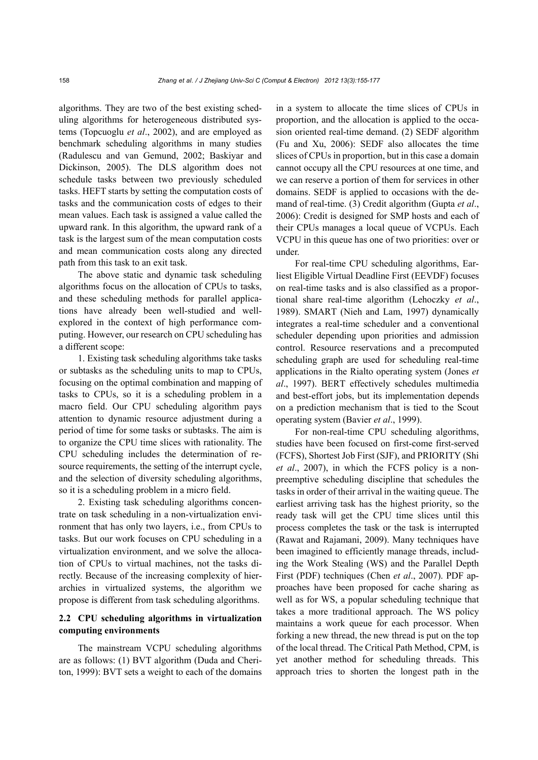algorithms. They are two of the best existing scheduling algorithms for heterogeneous distributed systems (Topcuoglu *et al*., 2002), and are employed as benchmark scheduling algorithms in many studies (Radulescu and van Gemund, 2002; Baskiyar and Dickinson, 2005). The DLS algorithm does not schedule tasks between two previously scheduled tasks. HEFT starts by setting the computation costs of tasks and the communication costs of edges to their mean values. Each task is assigned a value called the upward rank. In this algorithm, the upward rank of a task is the largest sum of the mean computation costs and mean communication costs along any directed path from this task to an exit task.

The above static and dynamic task scheduling algorithms focus on the allocation of CPUs to tasks, and these scheduling methods for parallel applications have already been well-studied and well-explored in the context of high performance computing. However, our research on CPU scheduling has a different scope:

1. Existing task scheduling algorithms take tasks or subtasks as the scheduling units to map to CPUs, focusing on the optimal combination and mapping of tasks to CPUs, so it is a scheduling problem in a macro field. Our CPU scheduling algorithm pays attention to dynamic resource adjustment during a period of time for some tasks or subtasks. The aim is to organize the CPU time slices with rationality. The CPU scheduling includes the determination of resource requirements, the setting of the interrupt cycle, and the selection of diversity scheduling algorithms, so it is a scheduling problem in a micro field.

2. Existing task scheduling algorithms concentrate on task scheduling in a non-virtualization environment that has only two layers, i.e., from CPUs to tasks. But our work focuses on CPU scheduling in a virtualization environment, and we solve the allocation of CPUs to virtual machines, not the tasks directly. Because of the increasing complexity of hierarchies in virtualized systems, the algorithm we propose is different from task scheduling algorithms.

### 2.2 CPU scheduling algorithms in virtualization computing environments

The mainstream VCPU scheduling algorithms are as follows: (1) BVT algorithm (Duda and Cheriton, 1999): BVT sets a weight to each of the domains in a system to allocate the time slices of CPUs in proportion, and the allocation is applied to the occasion oriented real-time demand. (2) SEDF algorithm (Fu and Xu, 2006): SEDF also allocates the time slices of CPUs in proportion, but in this case a domain cannot occupy all the CPU resources at one time, and we can reserve a portion of them for services in other domains. SEDF is applied to occasions with the demand of real-time. (3) Credit algorithm (Gupta *et al*., 2006): Credit is designed for SMP hosts and each of their CPUs manages a local queue of VCPUs. Each VCPU in this queue has one of two priorities: over or under.

For real-time CPU scheduling algorithms, Earliest Eligible Virtual Deadline First (EEVDF) focuses on real-time tasks and is also classified as a proportional share real-time algorithm (Lehoczky *et al*., 1989). SMART (Nieh and Lam, 1997) dynamically integrates a real-time scheduler and a conventional scheduler depending upon priorities and admission control. Resource reservations and a precomputed scheduling graph are used for scheduling real-time applications in the Rialto operating system (Jones *et al*., 1997). BERT effectively schedules multimedia and best-effort jobs, but its implementation depends on a prediction mechanism that is tied to the Scout operating system (Bavier *et al*., 1999).

For non-real-time CPU scheduling algorithms, studies have been focused on first-come first-served (FCFS), Shortest Job First (SJF), and PRIORITY (Shi *et al*., 2007), in which the FCFS policy is a non-preemptive scheduling discipline that schedules the tasks in order of their arrival in the waiting queue. The earliest arriving task has the highest priority, so the ready task will get the CPU time slices until this process completes the task or the task is interrupted (Rawat and Rajamani, 2009). Many techniques have been imagined to efficiently manage threads, including the Work Stealing (WS) and the Parallel Depth First (PDF) techniques (Chen *et al*., 2007). PDF approaches have been proposed for cache sharing as well as for WS, a popular scheduling technique that takes a more traditional approach. The WS policy maintains a work queue for each processor. When forking a new thread, the new thread is put on the top of the local thread. The Critical Path Method, CPM, is yet another method for scheduling threads. This approach tries to shorten the longest path in the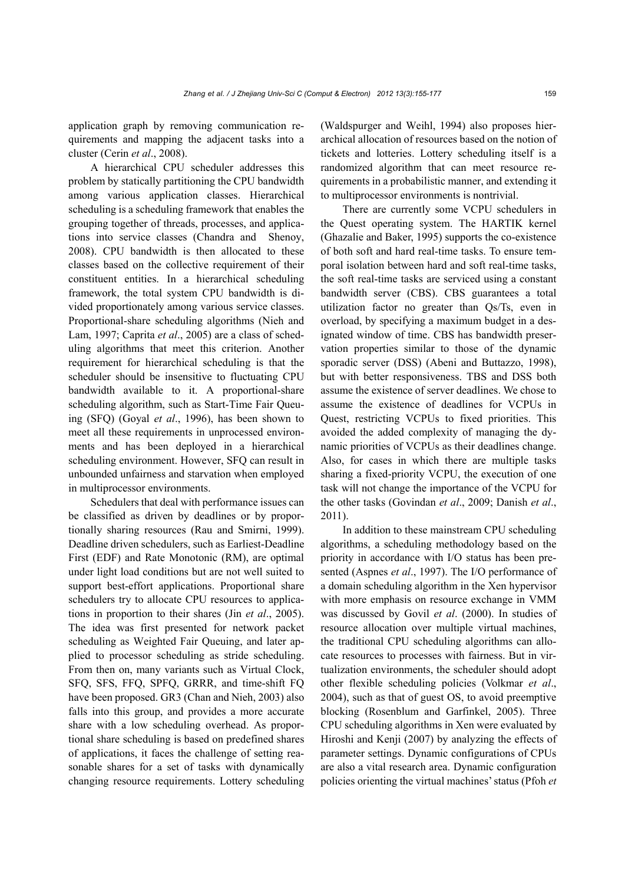application graph by removing communication requirements and mapping the adjacent tasks into a cluster (Cerin *et al*., 2008).

A hierarchical CPU scheduler addresses this problem by statically partitioning the CPU bandwidth among various application classes. Hierarchical scheduling is a scheduling framework that enables the grouping together of threads, processes, and applications into service classes (Chandra and Shenoy, 2008). CPU bandwidth is then allocated to these classes based on the collective requirement of their constituent entities. In a hierarchical scheduling framework, the total system CPU bandwidth is divided proportionately among various service classes. Proportional-share scheduling algorithms (Nieh and Lam, 1997; Caprita *et al*., 2005) are a class of scheduling algorithms that meet this criterion. Another requirement for hierarchical scheduling is that the scheduler should be insensitive to fluctuating CPU bandwidth available to it. A proportional-share scheduling algorithm, such as Start-Time Fair Queuing (SFQ) (Goyal *et al*., 1996), has been shown to meet all these requirements in unprocessed environments and has been deployed in a hierarchical scheduling environment. However, SFQ can result in unbounded unfairness and starvation when employed in multiprocessor environments.

Schedulers that deal with performance issues can be classified as driven by deadlines or by proportionally sharing resources (Rau and Smirni, 1999). Deadline driven schedulers, such as Earliest-Deadline First (EDF) and Rate Monotonic (RM), are optimal under light load conditions but are not well suited to support best-effort applications. Proportional share schedulers try to allocate CPU resources to applications in proportion to their shares (Jin *et al*., 2005). The idea was first presented for network packet scheduling as Weighted Fair Queuing, and later applied to processor scheduling as stride scheduling. From then on, many variants such as Virtual Clock, SFQ, SFS, FFQ, SPFQ, GRRR, and time-shift FQ have been proposed. GR3 (Chan and Nieh, 2003) also falls into this group, and provides a more accurate share with a low scheduling overhead. As proportional share scheduling is based on predefined shares of applications, it faces the challenge of setting reasonable shares for a set of tasks with dynamically changing resource requirements. Lottery scheduling (Waldspurger and Weihl, 1994) also proposes hierarchical allocation of resources based on the notion of tickets and lotteries. Lottery scheduling itself is a randomized algorithm that can meet resource requirements in a probabilistic manner, and extending it to multiprocessor environments is nontrivial.

There are currently some VCPU schedulers in the Quest operating system. The HARTIK kernel (Ghazalie and Baker, 1995) supports the co-existence of both soft and hard real-time tasks. To ensure temporal isolation between hard and soft real-time tasks, the soft real-time tasks are serviced using a constant bandwidth server (CBS). CBS guarantees a total utilization factor no greater than Qs/Ts, even in overload, by specifying a maximum budget in a designated window of time. CBS has bandwidth preservation properties similar to those of the dynamic sporadic server (DSS) (Abeni and Buttazzo, 1998), but with better responsiveness. TBS and DSS both assume the existence of server deadlines. We chose to assume the existence of deadlines for VCPUs in Quest, restricting VCPUs to fixed priorities. This avoided the added complexity of managing the dynamic priorities of VCPUs as their deadlines change. Also, for cases in which there are multiple tasks sharing a fixed-priority VCPU, the execution of one task will not change the importance of the VCPU for the other tasks (Govindan *et al*., 2009; Danish *et al*., 2011).

In addition to these mainstream CPU scheduling algorithms, a scheduling methodology based on the priority in accordance with I/O status has been presented (Aspnes *et al*., 1997). The I/O performance of a domain scheduling algorithm in the Xen hypervisor with more emphasis on resource exchange in VMM was discussed by Govil *et al*. (2000). In studies of resource allocation over multiple virtual machines, the traditional CPU scheduling algorithms can allocate resources to processes with fairness. But in virtualization environments, the scheduler should adopt other flexible scheduling policies (Volkmar *et al*., 2004), such as that of guest OS, to avoid preemptive blocking (Rosenblum and Garfinkel, 2005). Three CPU scheduling algorithms in Xen were evaluated by Hiroshi and Kenji (2007) by analyzing the effects of parameter settings. Dynamic configurations of CPUs are also a vital research area. Dynamic configuration policies orienting the virtual machines' status (Pfoh *et*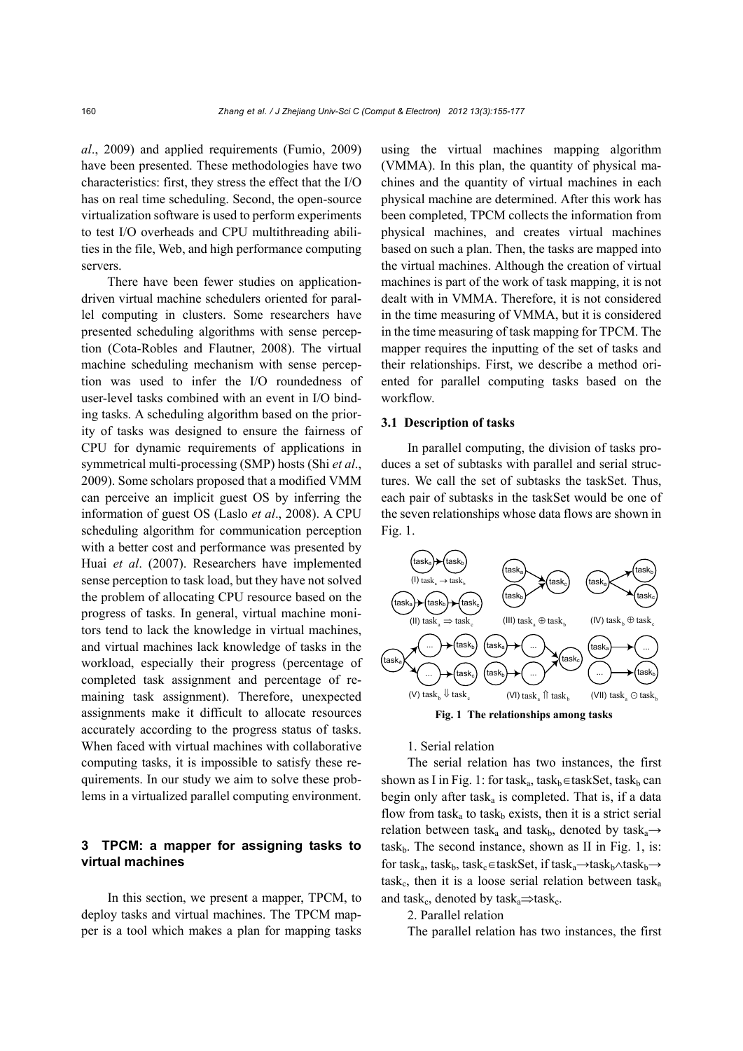*al*., 2009) and applied requirements (Fumio, 2009) have been presented. These methodologies have two characteristics: first, they stress the effect that the I/O has on real time scheduling. Second, the open-source virtualization software is used to perform experiments to test I/O overheads and CPU multithreading abilities in the file, Web, and high performance computing servers.

There have been fewer studies on application-driven virtual machine schedulers oriented for parallel computing in clusters. Some researchers have presented scheduling algorithms with sense perception (Cota-Robles and Flautner, 2008). The virtual machine scheduling mechanism with sense perception was used to infer the I/O roundedness of user-level tasks combined with an event in I/O binding tasks. A scheduling algorithm based on the priority of tasks was designed to ensure the fairness of CPU for dynamic requirements of applications in symmetrical multi-processing (SMP) hosts (Shi *et al*., 2009). Some scholars proposed that a modified VMM can perceive an implicit guest OS by inferring the information of guest OS (Laslo *et al*., 2008). A CPU scheduling algorithm for communication perception with a better cost and performance was presented by Huai *et al*. (2007). Researchers have implemented sense perception to task load, but they have not solved the problem of allocating CPU resource based on the progress of tasks. In general, virtual machine monitors tend to lack the knowledge in virtual machines, and virtual machines lack knowledge of tasks in the workload, especially their progress (percentage of completed task assignment and percentage of remaining task assignment). Therefore, unexpected assignments make it difficult to allocate resources accurately according to the progress status of tasks. When faced with virtual machines with collaborative computing tasks, it is impossible to satisfy these requirements. In our study we aim to solve these problems in a virtualized parallel computing environment.

## 3 TPCM: a mapper for assigning tasks to virtual machines

In this section, we present a mapper, TPCM, to deploy tasks and virtual machines. The TPCM mapper is a tool which makes a plan for mapping tasks using the virtual machines mapping algorithm (VMMA). In this plan, the quantity of physical machines and the quantity of virtual machines in each physical machine are determined. After this work has been completed, TPCM collects the information from physical machines, and creates virtual machines based on such a plan. Then, the tasks are mapped into the virtual machines. Although the creation of virtual machines is part of the work of task mapping, it is not dealt with in VMMA. Therefore, it is not considered in the time measuring of VMMA, but it is considered in the time measuring of task mapping for TPCM. The mapper requires the inputting of the set of tasks and their relationships. First, we describe a method oriented for parallel computing tasks based on the workflow.

### 3.1 Description of tasks

In parallel computing, the division of tasks produces a set of subtasks with parallel and serial structures. We call the set of subtasks the taskSet. Thus, each pair of subtasks in the taskSet would be one of the seven relationships whose data flows are shown in Fig. 1.

(I) $task_a \rightarrow task_b$

(II) $task_a \Rightarrow task_c$

(III) $task_a \oplus task_b$

(IV) $task_b \oplus task_c$

(V) $task_b \Downarrow task_c$

(VI) $task_a \Uparrow task_b$

(VII) $task_a \odot task_b$

**Fig. 1 The relationships among tasks**

1. Serial relation

The serial relation has two instances, the first shown as I in Fig. 1: for $task_a$, $task_b \in$ taskSet, $task_b$ can begin only after $task_a$ is completed. That is, if a data flow from $task_a$ to $task_b$ exists, then it is a strict serial relation between $task_a$ and $task_b$, denoted by $task_a \rightarrow task_b$. The second instance, shown as II in Fig. 1, is: for $task_a$, $task_b$, $task_c \in$ taskSet, if $task_a \rightarrow task_b \wedge task_b \rightarrow task_c$, then it is a loose serial relation between $task_a$ and $task_c$, denoted by $task_a \Rightarrow task_c$.

2. Parallel relation

The parallel relation has two instances, the first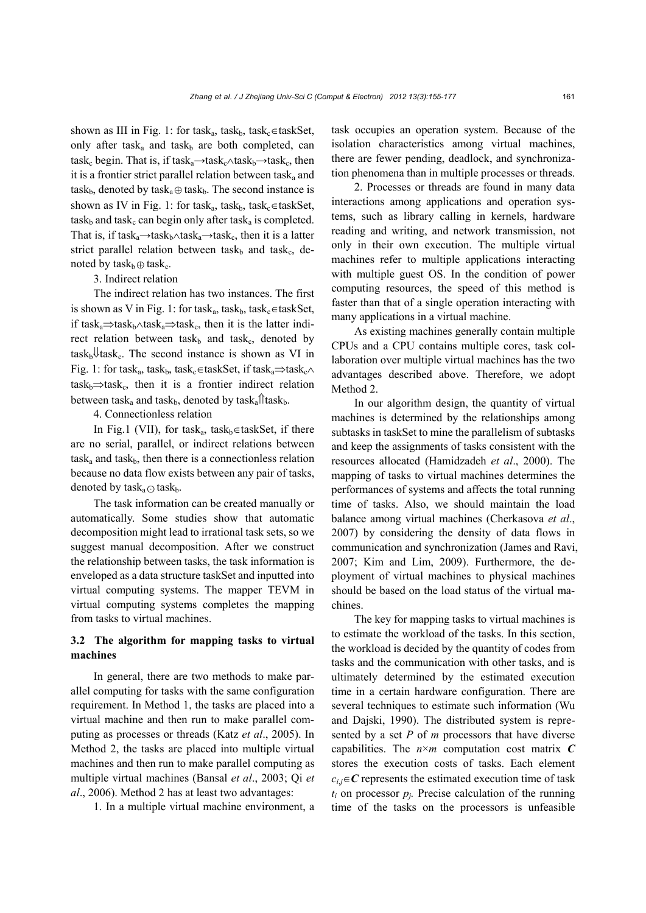shown as III in Fig. 1: for $task_a$, $task_b$, $task_c \in taskSet$, only after $task_a$ and $task_b$ are both completed, can $task_c$ begin. That is, if $task_a \rightarrow task_c \wedge task_b \rightarrow task_c$, then it is a frontier strict parallel relation between $task_a$ and $task_b$, denoted by $task_a \oplus task_b$. The second instance is shown as IV in Fig. 1: for $task_a$, $task_b$, $task_c \in taskSet$, $task_b$ and $task_c$ can begin only after $task_a$ is completed. That is, if $task_a \rightarrow task_b \wedge task_a \rightarrow task_c$, then it is a latter strict parallel relation between $task_b$ and $task_c$, denoted by $task_b \oplus task_c$.

3. Indirect relation

The indirect relation has two instances. The first is shown as V in Fig. 1: for $task_a$, $task_b$, $task_c \in taskSet$, if $task_a \Rightarrow task_b \wedge task_a \Rightarrow task_c$, then it is the latter indirect relation between $task_b$ and $task_c$, denoted by $task_b \Downarrow task_c$. The second instance is shown as VI in Fig. 1: for $task_a$, $task_b$, $task_c \in taskSet$, if $task_a \Rightarrow task_c \wedge task_b \Rightarrow task_c$, then it is a frontier indirect relation between $task_a$ and $task_b$, denoted by $task_a \Uparrow task_b$.

4. Connectionless relation

In Fig.1 (VII), for $task_a$, $task_b \in taskSet$, if there are no serial, parallel, or indirect relations between $task_a$ and $task_b$, then there is a connectionless relation because no data flow exists between any pair of tasks, denoted by $task_a \odot task_b$.

The task information can be created manually or automatically. Some studies show that automatic decomposition might lead to irrational task sets, so we suggest manual decomposition. After we construct the relationship between tasks, the task information is enveloped as a data structure taskSet and inputted into virtual computing systems. The mapper TEVM in virtual computing systems completes the mapping from tasks to virtual machines.

### 3.2 The algorithm for mapping tasks to virtual machines

In general, there are two methods to make parallel computing for tasks with the same configuration requirement. In Method 1, the tasks are placed into a virtual machine and then run to make parallel computing as processes or threads (Katz *et al*., 2005). In Method 2, the tasks are placed into multiple virtual machines and then run to make parallel computing as multiple virtual machines (Bansal *et al*., 2003; Qi *et al*., 2006). Method 2 has at least two advantages:

1. In a multiple virtual machine environment, a task occupies an operation system. Because of the isolation characteristics among virtual machines, there are fewer pending, deadlock, and synchronization phenomena than in multiple processes or threads.

2. Processes or threads are found in many data interactions among applications and operation systems, such as library calling in kernels, hardware reading and writing, and network transmission, not only in their own execution. The multiple virtual machines refer to multiple applications interacting with multiple guest OS. In the condition of power computing resources, the speed of this method is faster than that of a single operation interacting with many applications in a virtual machine.

As existing machines generally contain multiple CPUs and a CPU contains multiple cores, task collaboration over multiple virtual machines has the two advantages described above. Therefore, we adopt Method 2.

In our algorithm design, the quantity of virtual machines is determined by the relationships among subtasks in taskSet to mine the parallelism of subtasks and keep the assignments of tasks consistent with the resources allocated (Hamidzadeh *et al*., 2000). The mapping of tasks to virtual machines determines the performances of systems and affects the total running time of tasks. Also, we should maintain the load balance among virtual machines (Cherkasova *et al*., 2007) by considering the density of data flows in communication and synchronization (James and Ravi, 2007; Kim and Lim, 2009). Furthermore, the deployment of virtual machines to physical machines should be based on the load status of the virtual machines.

The key for mapping tasks to virtual machines is to estimate the workload of the tasks. In this section, the workload is decided by the quantity of codes from tasks and the communication with other tasks, and is ultimately determined by the estimated execution time in a certain hardware configuration. There are several techniques to estimate such information (Wu and Dajski, 1990). The distributed system is represented by a set $P$ of $m$ processors that have diverse capabilities. The $n \times m$ computation cost matrix $\boldsymbol{C}$ stores the execution costs of tasks. Each element $c_{i,j} \in \boldsymbol{C}$ represents the estimated execution time of task $t_i$ on processor $p_j$. Precise calculation of the running time of the tasks on the processors is unfeasible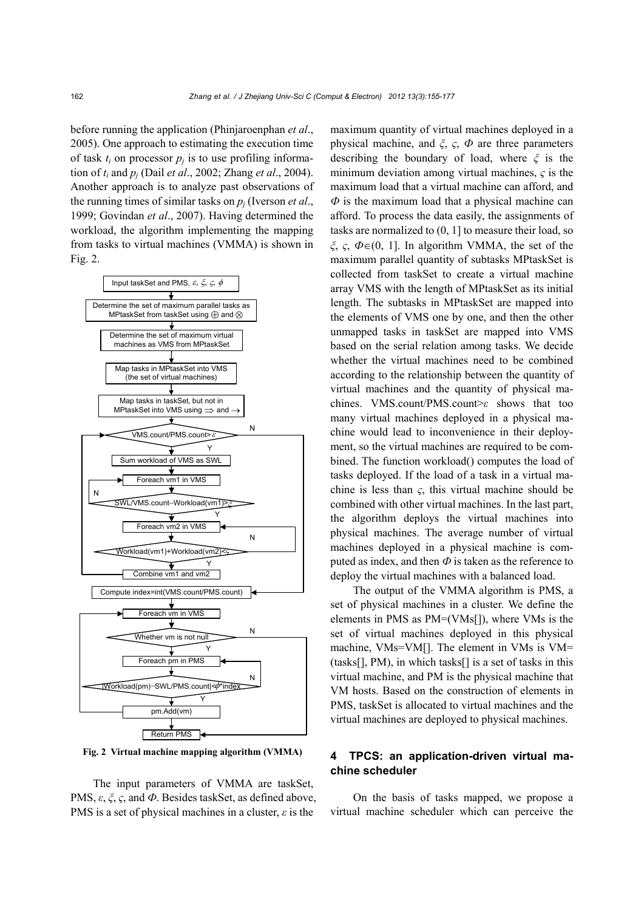before running the application (Phinjaroenphan *et al*., 2005). One approach to estimating the execution time of task $t_i$ on processor $p_j$ is to use profiling information of $t_i$ and $p_j$ (Dail *et al*., 2002; Zhang *et al*., 2004). Another approach is to analyze past observations of the running times of similar tasks on $p_j$ (Iverson *et al*., 1999; Govindan *et al*., 2007). Having determined the workload, the algorithm implementing the mapping from tasks to virtual machines (VMMA) is shown in Fig. 2.

**Fig. 2 Virtual machine mapping algorithm (VMMA)**

The input parameters of VMMA are taskSet, PMS, $\varepsilon$, $\xi$, $\varsigma$, and $\Phi$. Besides taskSet, as defined above, PMS is a set of physical machines in a cluster, $\varepsilon$ is the maximum quantity of virtual machines deployed in a physical machine, and $\xi$, $\varsigma$, $\Phi$ are three parameters describing the boundary of load, where $\xi$ is the minimum deviation among virtual machines, $\varsigma$ is the maximum load that a virtual machine can afford, and $\Phi$ is the maximum load that a physical machine can afford. To process the data easily, the assignments of tasks are normalized to (0, 1] to measure their load, so $\xi$, $\varsigma$, $\Phi\in(0, 1]$. In algorithm VMMA, the set of the maximum parallel quantity of subtasks MPtaskSet is collected from taskSet to create a virtual machine array VMS with the length of MPtaskSet as its initial length. The subtasks in MPtaskSet are mapped into the elements of VMS one by one, and then the other unmapped tasks in taskSet are mapped into VMS based on the serial relation among tasks. We decide whether the virtual machines need to be combined according to the relationship between the quantity of virtual machines and the quantity of physical machines. VMS.count/PMS.count$>\varepsilon$ shows that too many virtual machines deployed in a physical machine would lead to inconvenience in their deployment, so the virtual machines are required to be combined. The function workload() computes the load of tasks deployed. If the load of a task in a virtual machine is less than $\varsigma$, this virtual machine should be combined with other virtual machines. In the last part, the algorithm deploys the virtual machines into physical machines. The average number of virtual machines deployed in a physical machine is computed as index, and then $\Phi$ is taken as the reference to deploy the virtual machines with a balanced load.

The output of the VMMA algorithm is PMS, a set of physical machines in a cluster. We define the elements in PMS as PM=(VMs[]), where VMs is the set of virtual machines deployed in this physical machine, VMs=VM[]. The element in VMs is VM=(tasks[], PM), in which tasks[] is a set of tasks in this virtual machine, and PM is the physical machine that VM hosts. Based on the construction of elements in PMS, taskSet is allocated to virtual machines and the virtual machines are deployed to physical machines.

## 4 TPCS: an application-driven virtual machine scheduler

On the basis of tasks mapped, we propose a virtual machine scheduler which can perceive the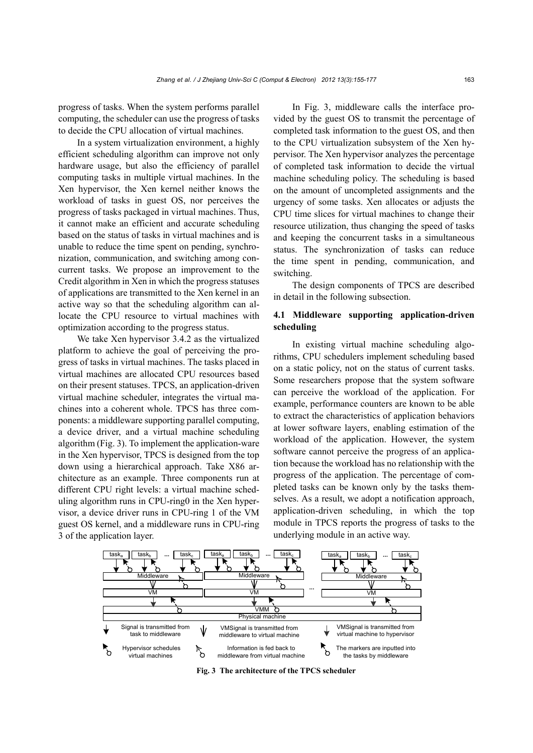progress of tasks. When the system performs parallel computing, the scheduler can use the progress of tasks to decide the CPU allocation of virtual machines.

In a system virtualization environment, a highly efficient scheduling algorithm can improve not only hardware usage, but also the efficiency of parallel computing tasks in multiple virtual machines. In the Xen hypervisor, the Xen kernel neither knows the workload of tasks in guest OS, nor perceives the progress of tasks packaged in virtual machines. Thus, it cannot make an efficient and accurate scheduling based on the status of tasks in virtual machines and is unable to reduce the time spent on pending, synchronization, communication, and switching among concurrent tasks. We propose an improvement to the Credit algorithm in Xen in which the progress statuses of applications are transmitted to the Xen kernel in an active way so that the scheduling algorithm can allocate the CPU resource to virtual machines with optimization according to the progress status.

We take Xen hypervisor 3.4.2 as the virtualized platform to achieve the goal of perceiving the progress of tasks in virtual machines. The tasks placed in virtual machines are allocated CPU resources based on their present statuses. TPCS, an application-driven virtual machine scheduler, integrates the virtual machines into a coherent whole. TPCS has three components: a middleware supporting parallel computing, a device driver, and a virtual machine scheduling algorithm (Fig. 3). To implement the application-ware in the Xen hypervisor, TPCS is designed from the top down using a hierarchical approach. Take X86 architecture as an example. Three components run at different CPU right levels: a virtual machine scheduling algorithm runs in CPU-ring0 in the Xen hypervisor, a device driver runs in CPU-ring 1 of the VM guest OS kernel, and a middleware runs in CPU-ring 3 of the application layer.

In Fig. 3, middleware calls the interface provided by the guest OS to transmit the percentage of completed task information to the guest OS, and then to the CPU virtualization subsystem of the Xen hypervisor. The Xen hypervisor analyzes the percentage of completed task information to decide the virtual machine scheduling policy. The scheduling is based on the amount of uncompleted assignments and the urgency of some tasks. Xen allocates or adjusts the CPU time slices for virtual machines to change their resource utilization, thus changing the speed of tasks and keeping the concurrent tasks in a simultaneous status. The synchronization of tasks can reduce the time spent in pending, communication, and switching.

The design components of TPCS are described in detail in the following subsection.

## 4.1 Middleware supporting application-driven scheduling

In existing virtual machine scheduling algorithms, CPU schedulers implement scheduling based on a static policy, not on the status of current tasks. Some researchers propose that the system software can perceive the workload of the application. For example, performance counters are known to be able to extract the characteristics of application behaviors at lower software layers, enabling estimation of the workload of the application. However, the system software cannot perceive the progress of an application because the workload has no relationship with the progress of the application. The percentage of completed tasks can be known only by the tasks themselves. As a result, we adopt a notification approach, application-driven scheduling, in which the top module in TPCS reports the progress of tasks to the underlying module in an active way.

**Fig. 3 The architecture of the TPCS scheduler**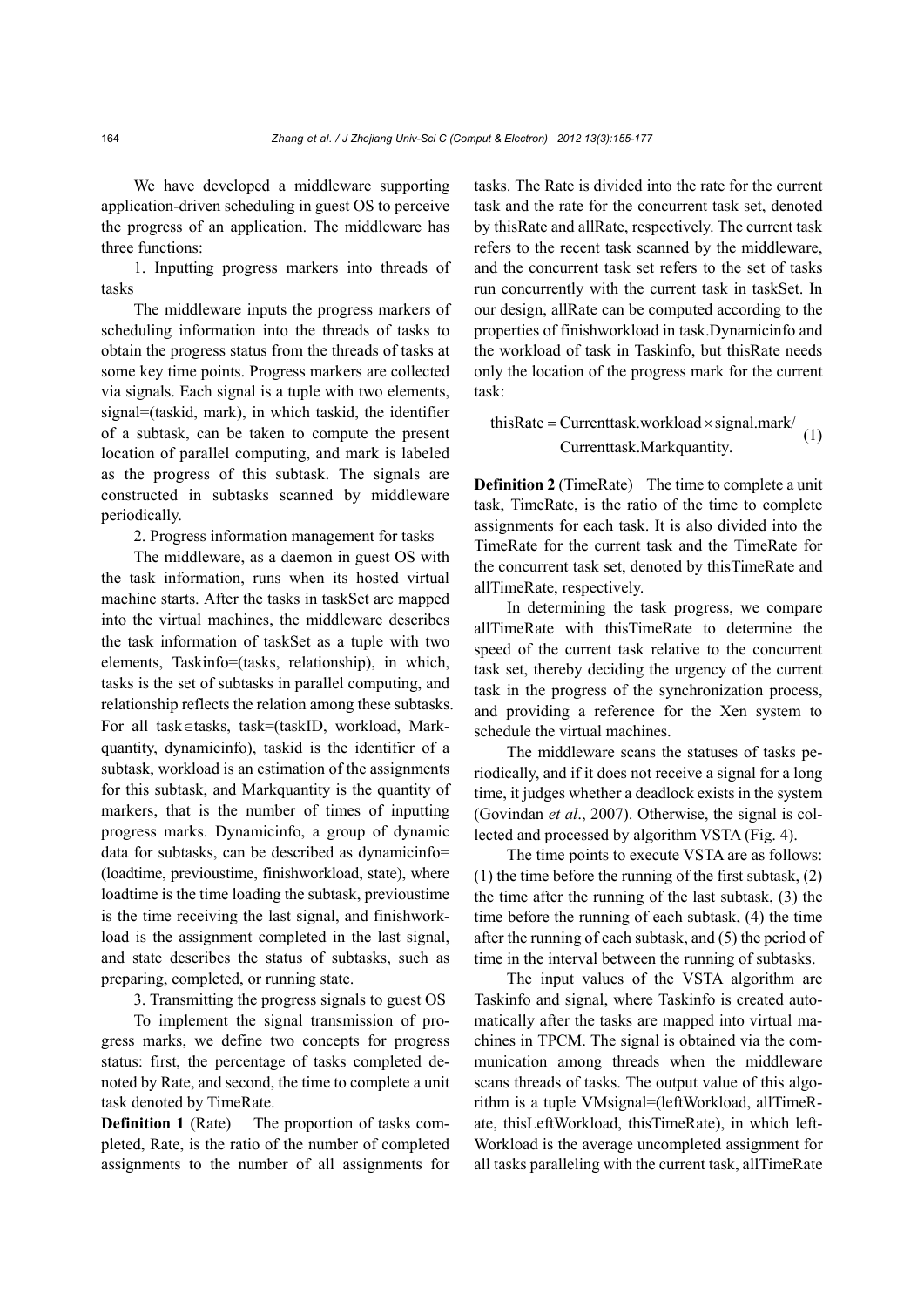We have developed a middleware supporting application-driven scheduling in guest OS to perceive the progress of an application. The middleware has three functions:

1. Inputting progress markers into threads of tasks

The middleware inputs the progress markers of scheduling information into the threads of tasks to obtain the progress status from the threads of tasks at some key time points. Progress markers are collected via signals. Each signal is a tuple with two elements, signal=(taskid, mark), in which taskid, the identifier of a subtask, can be taken to compute the present location of parallel computing, and mark is labeled as the progress of this subtask. The signals are constructed in subtasks scanned by middleware periodically.

2. Progress information management for tasks

The middleware, as a daemon in guest OS with the task information, runs when its hosted virtual machine starts. After the tasks in taskSet are mapped into the virtual machines, the middleware describes the task information of taskSet as a tuple with two elements, Taskinfo=(tasks, relationship), in which, tasks is the set of subtasks in parallel computing, and relationship reflects the relation among these subtasks. For all task∈tasks, task=(taskID, workload, Markquantity, dynamicinfo), taskid is the identifier of a subtask, workload is an estimation of the assignments for this subtask, and Markquantity is the quantity of markers, that is the number of times of inputting progress marks. Dynamicinfo, a group of dynamic data for subtasks, can be described as dynamicinfo=(loadtime, previoustime, finishworkload, state), where loadtime is the time loading the subtask, previoustime is the time receiving the last signal, and finishworkload is the assignment completed in the last signal, and state describes the status of subtasks, such as preparing, completed, or running state.

3. Transmitting the progress signals to guest OS

To implement the signal transmission of progress marks, we define two concepts for progress status: first, the percentage of tasks completed denoted by Rate, and second, the time to complete a unit task denoted by TimeRate.

**Definition 1** (Rate) The proportion of tasks completed, Rate, is the ratio of the number of completed assignments to the number of all assignments for tasks. The Rate is divided into the rate for the current task and the rate for the concurrent task set, denoted by thisRate and allRate, respectively. The current task refers to the recent task scanned by the middleware, and the concurrent task set refers to the set of tasks run concurrently with the current task in taskSet. In our design, allRate can be computed according to the properties of finishworkload in task.Dynamicinfo and the workload of task in Taskinfo, but thisRate needs only the location of the progress mark for the current task:

$$\text{thisRate} = \text{Currenttask.workload} \times \text{signal.mark} / \text{Currenttask.Markquantity}. \tag{1}$$

**Definition 2** (TimeRate) The time to complete a unit task, TimeRate, is the ratio of the time to complete assignments for each task. It is also divided into the TimeRate for the current task and the TimeRate for the concurrent task set, denoted by thisTimeRate and allTimeRate, respectively.

In determining the task progress, we compare allTimeRate with thisTimeRate to determine the speed of the current task relative to the concurrent task set, thereby deciding the urgency of the current task in the progress of the synchronization process, and providing a reference for the Xen system to schedule the virtual machines.

The middleware scans the statuses of tasks periodically, and if it does not receive a signal for a long time, it judges whether a deadlock exists in the system (Govindan *et al*., 2007). Otherwise, the signal is collected and processed by algorithm VSTA (Fig. 4).

The time points to execute VSTA are as follows: (1) the time before the running of the first subtask, (2) the time after the running of the last subtask, (3) the time before the running of each subtask, (4) the time after the running of each subtask, and (5) the period of time in the interval between the running of subtasks.

The input values of the VSTA algorithm are Taskinfo and signal, where Taskinfo is created automatically after the tasks are mapped into virtual machines in TPCM. The signal is obtained via the communication among threads when the middleware scans threads of tasks. The output value of this algorithm is a tuple VMsignal=(leftWorkload, allTimeRate, thisLeftWorkload, thisTimeRate), in which leftWorkload is the average uncompleted assignment for all tasks paralleling with the current task, allTimeRate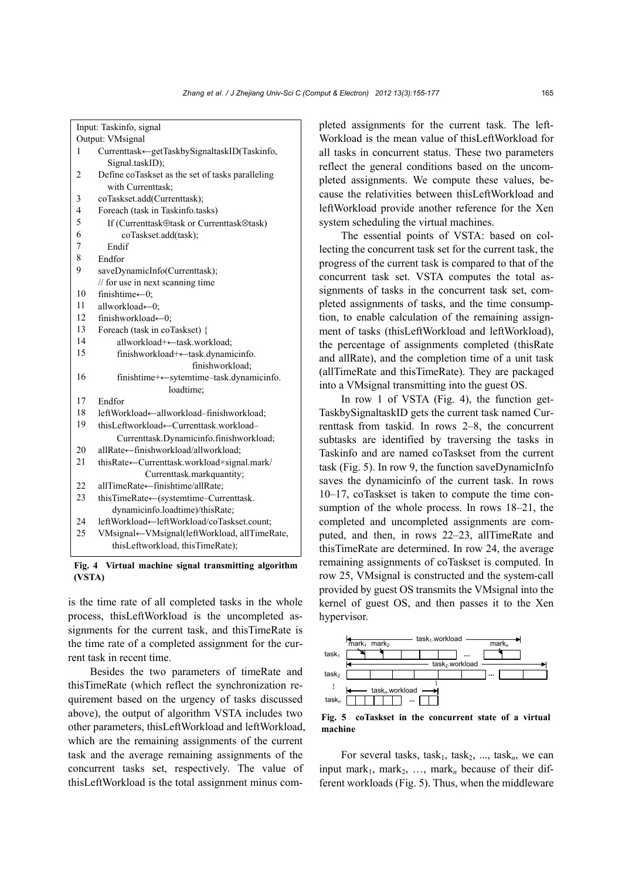```
Input: Taskinfo, signal
Output: VMsignal
1   Currenttask←getTaskbySignaltaskID(Taskinfo,
        Signal.taskID);
2   Define coTaskset as the set of tasks paralleling
        with Currenttask;
3   coTaskset.add(Currenttask);
4   Foreach (task in Taskinfo.tasks)
5       If (Currenttask⊕task or Currenttask⊗task)
6           coTaskset.add(task);
7       Endif
8   Endfor
9   saveDynamicInfo(Currenttask);
    // for use in next scanning time
10  finishtime←0;
11  allworkload←0;
12  finishworkload←0;
13  Foreach (task in coTaskset) {
14      allworkload+←task.workload;
15      finishworkload+←task.dynamicinfo.
                                finishworkload;
16      finishtime+←sytemtime–task.dynamicinfo.
                                loadtime;
17  Endfor
18  leftWorkload←allworkload–finishworkload;
19  thisLeftworkload←Currenttask.workload–
        Currenttask.Dynamicinfo.finishworkload;
20  allRate←finishworkload/allworkload;
21  thisRate←Currenttask.workload×signal.mark/
                Currenttask.markquantity;
22  allTimeRate←finishtime/allRate;
23  thisTimeRate←(systemtime–Currenttask.
        dynamicinfo.loadtime)/thisRate;
24  leftWorkload←leftWorkload/coTaskset.count;
25  VMsignal←VMsignal(leftWorkload, allTimeRate,
        thisLeftworkload, thisTimeRate);
```

**Fig. 4 Virtual machine signal transmitting algorithm (VSTA)**

is the time rate of all completed tasks in the whole process, thisLeftWorkload is the uncompleted assignments for the current task, and thisTimeRate is the time rate of a completed assignment for the current task in recent time.

Besides the two parameters of timeRate and thisTimeRate (which reflect the synchronization requirement based on the urgency of tasks discussed above), the output of algorithm VSTA includes two other parameters, thisLeftWorkload and leftWorkload, which are the remaining assignments of the current task and the average remaining assignments of the concurrent tasks set, respectively. The value of thisLeftWorkload is the total assignment minus completed assignments for the current task. The leftWorkload is the mean value of thisLeftWorkload for all tasks in current status. These two parameters reflect the general conditions based on the uncompleted assignments. We compute these values, because the relativities between thisLeftWorkload and leftWorkload provide another reference for the Xen system scheduling the virtual machines.

The essential points of VSTA: based on collecting the concurrent task set for the current task, the progress of the current task is compared to that of the concurrent task set. VSTA computes the total assignments of tasks in the concurrent task set, completed assignments of tasks, and the time consumption, to enable calculation of the remaining assignment of tasks (thisLeftWorkload and leftWorkload), the percentage of assignments completed (thisRate and allRate), and the completion time of a unit task (allTimeRate and thisTimeRate). They are packaged into a VMsignal transmitting into the guest OS.

In row 1 of VSTA (Fig. 4), the function getTaskbySignaltaskID gets the current task named Currenttask from taskid. In rows 2–8, the concurrent subtasks are identified by traversing the tasks in Taskinfo and are named coTaskset from the current task (Fig. 5). In row 9, the function saveDynamicInfo saves the dynamicinfo of the current task. In rows 10–17, coTaskset is taken to compute the time consumption of the whole process. In rows 18–21, the completed and uncompleted assignments are computed, and then, in rows 22–23, allTimeRate and thisTimeRate are determined. In row 24, the average remaining assignments of coTaskset is computed. In row 25, VMsignal is constructed and the system-call provided by guest OS transmits the VMsignal into the kernel of guest OS, and then passes it to the Xen hypervisor.

**Fig. 5 coTaskset in the concurrent state of a virtual machine**

For several tasks, $task_1$, $task_2$, ..., $task_n$, we can input $mark_1$, $mark_2$, …, $mark_n$ because of their different workloads (Fig. 5). Thus, when the middleware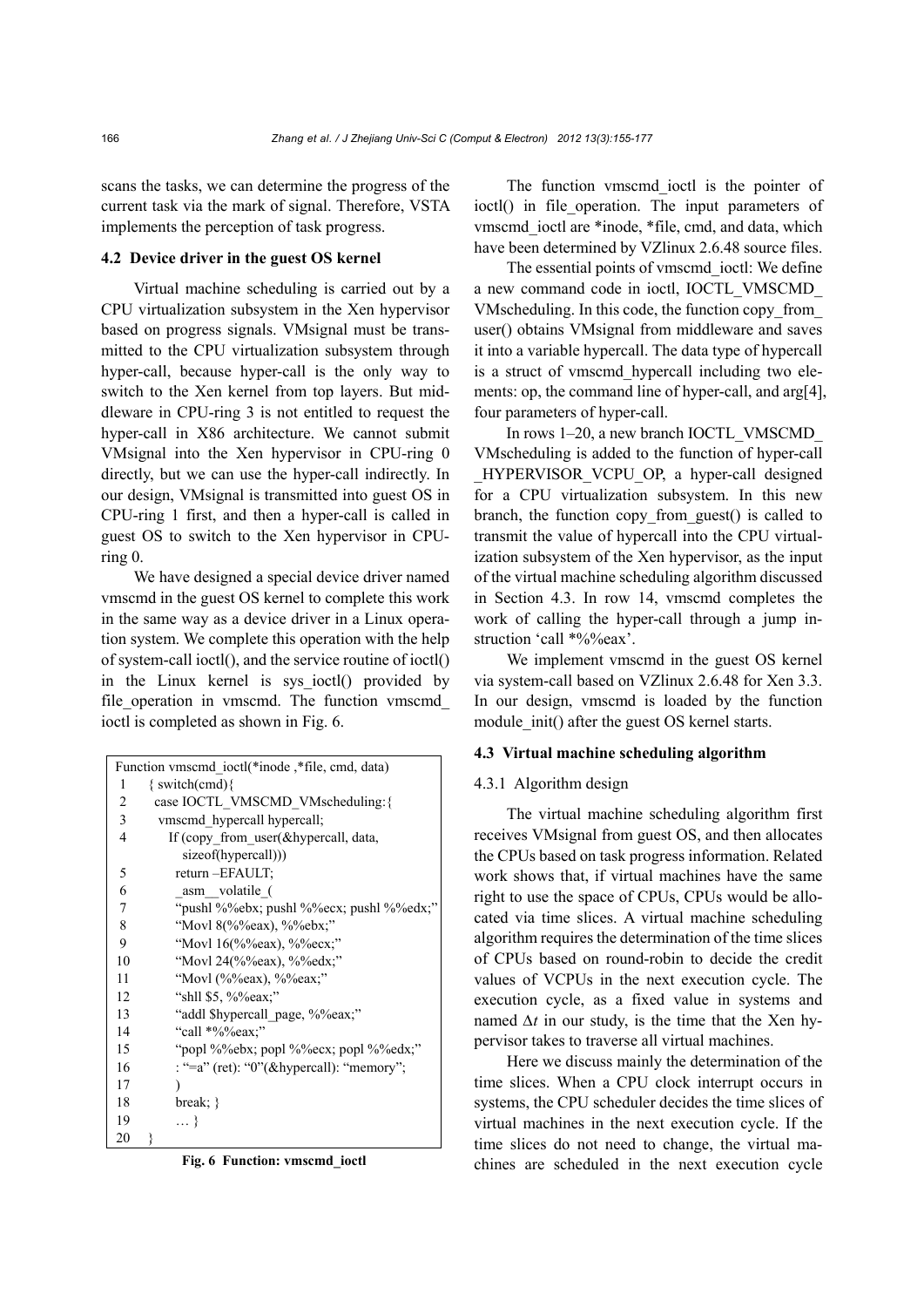scans the tasks, we can determine the progress of the current task via the mark of signal. Therefore, VSTA implements the perception of task progress.

### 4.2 Device driver in the guest OS kernel

Virtual machine scheduling is carried out by a CPU virtualization subsystem in the Xen hypervisor based on progress signals. VMsignal must be transmitted to the CPU virtualization subsystem through hyper-call, because hyper-call is the only way to switch to the Xen kernel from top layers. But middleware in CPU-ring 3 is not entitled to request the hyper-call in X86 architecture. We cannot submit VMsignal into the Xen hypervisor in CPU-ring 0 directly, but we can use the hyper-call indirectly. In our design, VMsignal is transmitted into guest OS in CPU-ring 1 first, and then a hyper-call is called in guest OS to switch to the Xen hypervisor in CPU-ring 0.

We have designed a special device driver named vmscmd in the guest OS kernel to complete this work in the same way as a device driver in a Linux operation system. We complete this operation with the help of system-call ioctl(), and the service routine of ioctl() in the Linux kernel is sys_ioctl() provided by file_operation in vmscmd. The function vmscmd_ioctl is completed as shown in Fig. 6.

```
Function vmscmd_ioctl(*inode ,*file, cmd, data)
1   { switch(cmd){
2     case IOCTL_VMSCMD_VMscheduling:{
3      vmscmd_hypercall hypercall;
4        If (copy_from_user(&hypercall, data,
           sizeof(hypercall)))
5         return –EFAULT;
6         _asm__volatile_(
7         "pushl %%ebx; pushl %%ecx; pushl %%edx;"
8         "Movl 8(%%eax), %%ebx;"
9         "Movl 16(%%eax), %%ecx;"
10        "Movl 24(%%eax), %%edx;"
11        "Movl (%%eax), %%eax;"
12        "shll $5, %%eax;"
13        "addl $hypercall_page, %%eax;"
14        "call *%%eax;"
15        "popl %%ebx; popl %%ecx; popl %%edx;"
16        : "=a" (ret): "0"(&hypercall): "memory";
17        )
18        break; }
19        … }
20  }
```

**Fig. 6 Function: vmscmd_ioctl**

The function vmscmd_ioctl is the pointer of ioctl() in file_operation. The input parameters of vmscmd_ioctl are *inode, *file, cmd, and data, which have been determined by VZlinux 2.6.48 source files.

The essential points of vmscmd_ioctl: We define a new command code in ioctl, IOCTL_VMSCMD_VMscheduling. In this code, the function copy_from_user() obtains VMsignal from middleware and saves it into a variable hypercall. The data type of hypercall is a struct of vmscmd_hypercall including two elements: op, the command line of hyper-call, and arg[4], four parameters of hyper-call.

In rows 1–20, a new branch IOCTL_VMSCMD_VMscheduling is added to the function of hyper-call _HYPERVISOR_VCPU_OP, a hyper-call designed for a CPU virtualization subsystem. In this new branch, the function copy_from_guest() is called to transmit the value of hypercall into the CPU virtualization subsystem of the Xen hypervisor, as the input of the virtual machine scheduling algorithm discussed in Section 4.3. In row 14, vmscmd completes the work of calling the hyper-call through a jump instruction 'call *%%eax'.

We implement vmscmd in the guest OS kernel via system-call based on VZlinux 2.6.48 for Xen 3.3. In our design, vmscmd is loaded by the function module_init() after the guest OS kernel starts.

### 4.3 Virtual machine scheduling algorithm

#### 4.3.1 Algorithm design

The virtual machine scheduling algorithm first receives VMsignal from guest OS, and then allocates the CPUs based on task progress information. Related work shows that, if virtual machines have the same right to use the space of CPUs, CPUs would be allocated via time slices. A virtual machine scheduling algorithm requires the determination of the time slices of CPUs based on round-robin to decide the credit values of VCPUs in the next execution cycle. The execution cycle, as a fixed value in systems and named $\Delta t$ in our study, is the time that the Xen hypervisor takes to traverse all virtual machines.

Here we discuss mainly the determination of the time slices. When a CPU clock interrupt occurs in systems, the CPU scheduler decides the time slices of virtual machines in the next execution cycle. If the time slices do not need to change, the virtual machines are scheduled in the next execution cycle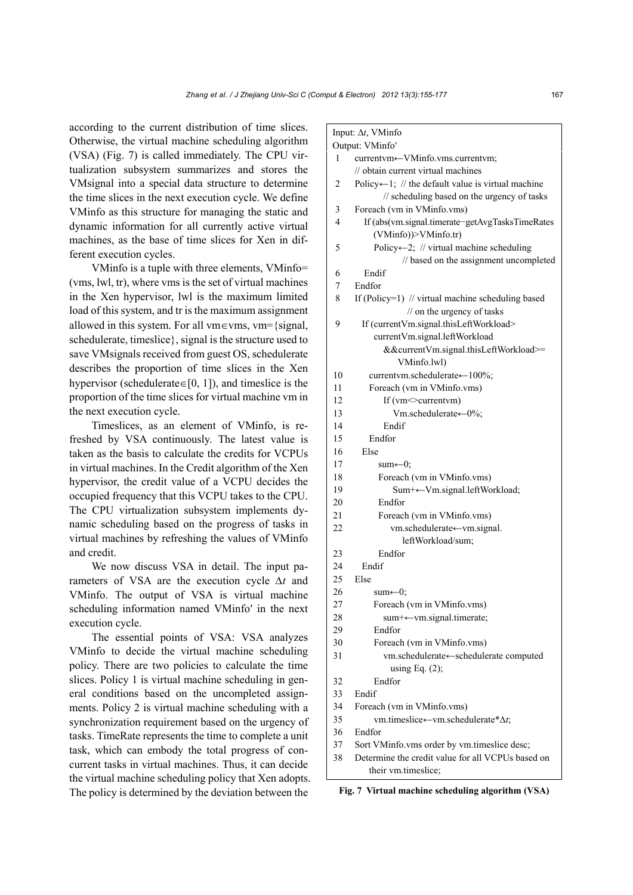according to the current distribution of time slices. Otherwise, the virtual machine scheduling algorithm (VSA) (Fig. 7) is called immediately. The CPU virtualization subsystem summarizes and stores the VMsignal into a special data structure to determine the time slices in the next execution cycle. We define VMinfo as this structure for managing the static and dynamic information for all currently active virtual machines, as the base of time slices for Xen in different execution cycles.

VMinfo is a tuple with three elements, VMinfo=(vms, lwl, tr), where vms is the set of virtual machines in the Xen hypervisor, lwl is the maximum limited load of this system, and tr is the maximum assignment allowed in this system. For all vm∈vms, vm={signal, schedulerate, timeslice}, signal is the structure used to save VMsignals received from guest OS, schedulerate describes the proportion of time slices in the Xen hypervisor (schedulerate∈[0, 1]), and timeslice is the proportion of the time slices for virtual machine vm in the next execution cycle.

Timeslices, as an element of VMinfo, is refreshed by VSA continuously. The latest value is taken as the basis to calculate the credits for VCPUs in virtual machines. In the Credit algorithm of the Xen hypervisor, the credit value of a VCPU decides the occupied frequency that this VCPU takes to the CPU. The CPU virtualization subsystem implements dynamic scheduling based on the progress of tasks in virtual machines by refreshing the values of VMinfo and credit.

We now discuss VSA in detail. The input parameters of VSA are the execution cycle $\Delta t$ and VMinfo. The output of VSA is virtual machine scheduling information named VMinfo′ in the next execution cycle.

The essential points of VSA: VSA analyzes VMinfo to decide the virtual machine scheduling policy. There are two policies to calculate the time slices. Policy 1 is virtual machine scheduling in general conditions based on the uncompleted assignments. Policy 2 is virtual machine scheduling with a synchronization requirement based on the urgency of tasks. TimeRate represents the time to complete a unit task, which can embody the total progress of concurrent tasks in virtual machines. Thus, it can decide the virtual machine scheduling policy that Xen adopts. The policy is determined by the deviation between the

```
Input: Δt, VMinfo
Output: VMinfo′
1  currentvm←VMinfo.vms.currentvm;
   // obtain current virtual machines
2  Policy←1; // the default value is virtual machine
             // scheduling based on the urgency of tasks
3  Foreach (vm in VMinfo.vms)
4    If (abs(vm.signal.timerate−getAvgTasksTimeRates
       (VMinfo))>VMinfo.tr)
5      Policy←2; // virtual machine scheduling
                 // based on the assignment uncompleted
6    Endif
7  Endfor
8  If (Policy=1) // virtual machine scheduling based
                 // on the urgency of tasks
9    If (currentVm.signal.thisLeftWorkload>
       currentVm.signal.leftWorkload
       &&currentVm.signal.thisLeftWorkload>=
       VMinfo.lwl)
10     currentvm.schedulerate←100%;
11     Foreach (vm in VMinfo.vms)
12       If (vm<>currentvm)
13         Vm.schedulerate←0%;
14       Endif
15     Endfor
16   Else
17     sum←0;
18     Foreach (vm in VMinfo.vms)
19       Sum+←Vm.signal.leftWorkload;
20     Endfor
21     Foreach (vm in VMinfo.vms)
22       vm.schedulerate←vm.signal.
         leftWorkload/sum;
23     Endfor
24   Endif
25 Else
26   sum←0;
27   Foreach (vm in VMinfo.vms)
28     sum+←vm.signal.timerate;
29   Endfor
30   Foreach (vm in VMinfo.vms)
31     vm.schedulerate←schedulerate computed
       using Eq. (2);
32   Endfor
33 Endif
34 Foreach (vm in VMinfo.vms)
35   vm.timeslice←vm.schedulerate*Δt;
36 Endfor
37 Sort VMinfo.vms order by vm.timeslice desc;
38 Determine the credit value for all VCPUs based on
   their vm.timeslice;
```

**Fig. 7 Virtual machine scheduling algorithm (VSA)**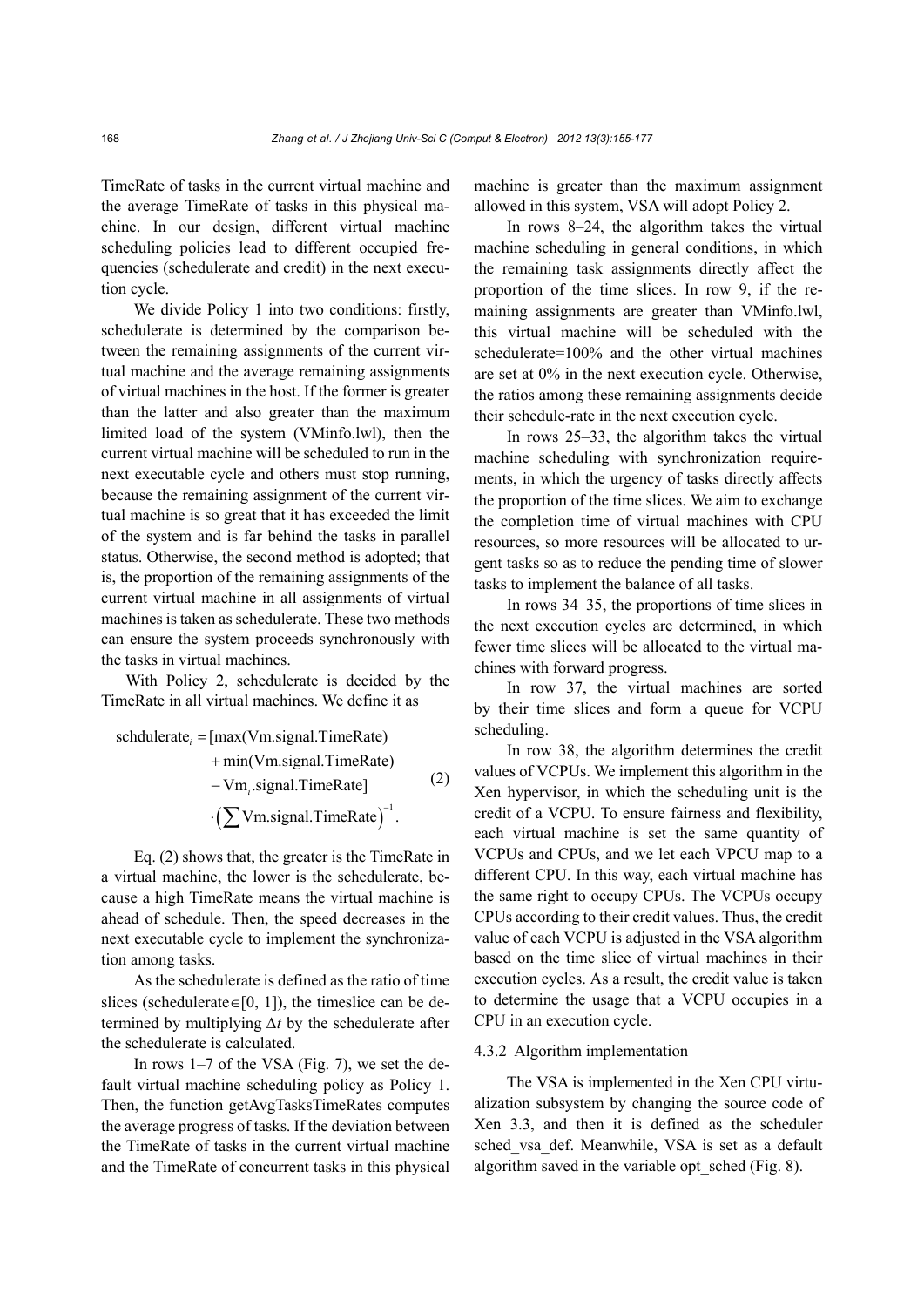TimeRate of tasks in the current virtual machine and the average TimeRate of tasks in this physical machine. In our design, different virtual machine scheduling policies lead to different occupied frequencies (schedulerate and credit) in the next execution cycle.

We divide Policy 1 into two conditions: firstly, schedulerate is determined by the comparison between the remaining assignments of the current virtual machine and the average remaining assignments of virtual machines in the host. If the former is greater than the latter and also greater than the maximum limited load of the system (VMinfo.lwl), then the current virtual machine will be scheduled to run in the next executable cycle and others must stop running, because the remaining assignment of the current virtual machine is so great that it has exceeded the limit of the system and is far behind the tasks in parallel status. Otherwise, the second method is adopted; that is, the proportion of the remaining assignments of the current virtual machine in all assignments of virtual machines is taken as schedulerate. These two methods can ensure the system proceeds synchronously with the tasks in virtual machines.

With Policy 2, schedulerate is decided by the TimeRate in all virtual machines. We define it as

$$\begin{aligned} \text{schdulerate}_i = & [\max(\text{Vm.signal.TimeRate}) \\ & + \min(\text{Vm.signal.TimeRate}) \\ & - \text{Vm}_i\text{.signal.TimeRate}] \\ & \cdot \left(\sum \text{Vm.signal.TimeRate}\right)^{-1}. \end{aligned} \tag{2}$$

Eq. (2) shows that, the greater is the TimeRate in a virtual machine, the lower is the schedulerate, because a high TimeRate means the virtual machine is ahead of schedule. Then, the speed decreases in the next executable cycle to implement the synchronization among tasks.

As the schedulerate is defined as the ratio of time slices (schedulerate∈[0, 1]), the timeslice can be determined by multiplying $\Delta t$ by the schedulerate after the schedulerate is calculated.

In rows 1–7 of the VSA (Fig. 7), we set the default virtual machine scheduling policy as Policy 1. Then, the function getAvgTasksTimeRates computes the average progress of tasks. If the deviation between the TimeRate of tasks in the current virtual machine and the TimeRate of concurrent tasks in this physical machine is greater than the maximum assignment allowed in this system, VSA will adopt Policy 2.

In rows 8–24, the algorithm takes the virtual machine scheduling in general conditions, in which the remaining task assignments directly affect the proportion of the time slices. In row 9, if the remaining assignments are greater than VMinfo.lwl, this virtual machine will be scheduled with the schedulerate=100% and the other virtual machines are set at 0% in the next execution cycle. Otherwise, the ratios among these remaining assignments decide their schedule-rate in the next execution cycle.

In rows 25–33, the algorithm takes the virtual machine scheduling with synchronization requirements, in which the urgency of tasks directly affects the proportion of the time slices. We aim to exchange the completion time of virtual machines with CPU resources, so more resources will be allocated to urgent tasks so as to reduce the pending time of slower tasks to implement the balance of all tasks.

In rows 34–35, the proportions of time slices in the next execution cycles are determined, in which fewer time slices will be allocated to the virtual machines with forward progress.

In row 37, the virtual machines are sorted by their time slices and form a queue for VCPU scheduling.

In row 38, the algorithm determines the credit values of VCPUs. We implement this algorithm in the Xen hypervisor, in which the scheduling unit is the credit of a VCPU. To ensure fairness and flexibility, each virtual machine is set the same quantity of VCPUs and CPUs, and we let each VPCU map to a different CPU. In this way, each virtual machine has the same right to occupy CPUs. The VCPUs occupy CPUs according to their credit values. Thus, the credit value of each VCPU is adjusted in the VSA algorithm based on the time slice of virtual machines in their execution cycles. As a result, the credit value is taken to determine the usage that a VCPU occupies in a CPU in an execution cycle.

#### 4.3.2 Algorithm implementation

The VSA is implemented in the Xen CPU virtualization subsystem by changing the source code of Xen 3.3, and then it is defined as the scheduler sched_vsa_def. Meanwhile, VSA is set as a default algorithm saved in the variable opt_sched (Fig. 8).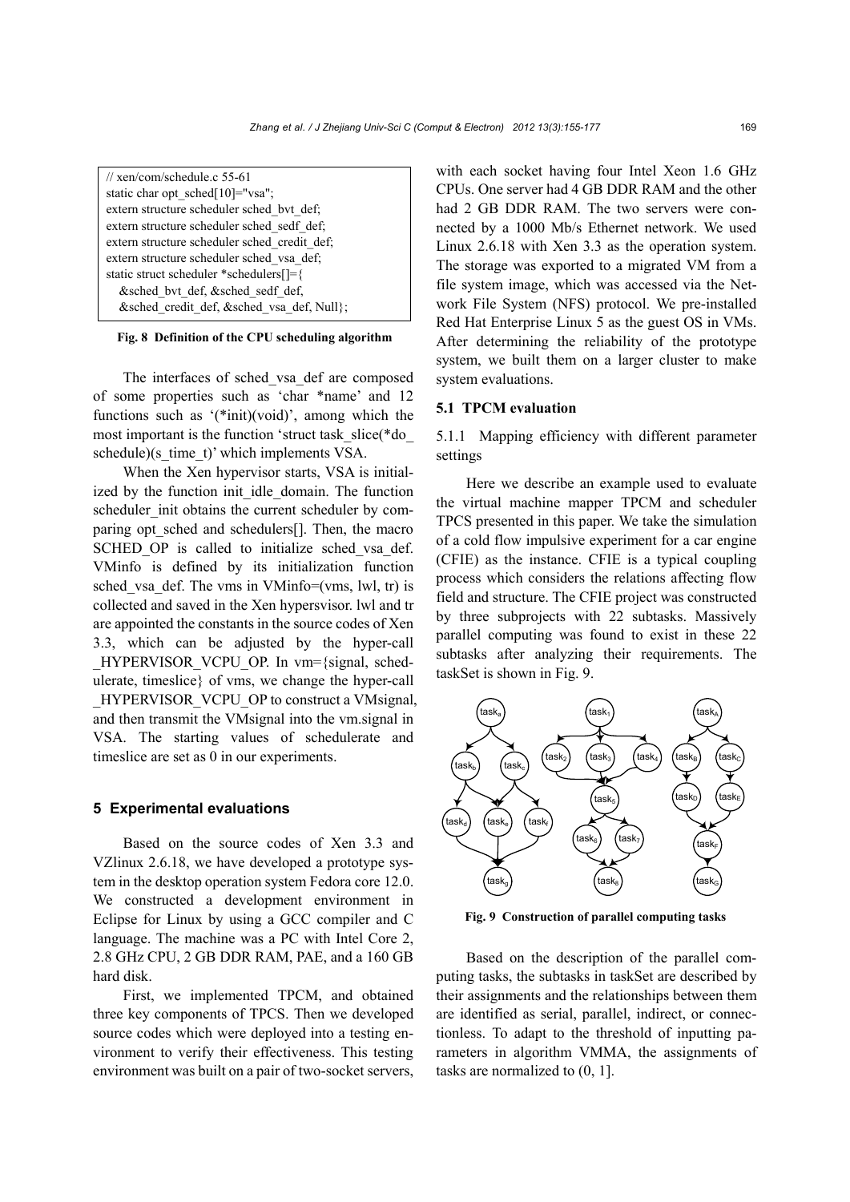```
// xen/com/schedule.c 55-61
static char opt_sched[10]="vsa";
extern structure scheduler sched_bvt_def;
extern structure scheduler sched_sedf_def;
extern structure scheduler sched_credit_def;
extern structure scheduler sched_vsa_def;
static struct scheduler *schedulers[]={
   &sched_bvt_def, &sched_sedf_def,
   &sched_credit_def, &sched_vsa_def, Null};
```

**Fig. 8 Definition of the CPU scheduling algorithm**

The interfaces of sched_vsa_def are composed of some properties such as 'char *name' and 12 functions such as '(*init)(void)', among which the most important is the function 'struct task_slice(*do_schedule)(s_time_t)' which implements VSA.

When the Xen hypervisor starts, VSA is initialized by the function init_idle_domain. The function scheduler_init obtains the current scheduler by comparing opt_sched and schedulers[]. Then, the macro SCHED_OP is called to initialize sched_vsa_def. VMinfo is defined by its initialization function sched_vsa_def. The vms in VMinfo=(vms, lwl, tr) is collected and saved in the Xen hypersvisor. lwl and tr are appointed the constants in the source codes of Xen 3.3, which can be adjusted by the hyper-call _HYPERVISOR_VCPU_OP. In vm={signal, schedulerate, timeslice} of vms, we change the hyper-call _HYPERVISOR_VCPU_OP to construct a VMsignal, and then transmit the VMsignal into the vm.signal in VSA. The starting values of schedulerate and timeslice are set as 0 in our experiments.

## 5 Experimental evaluations

Based on the source codes of Xen 3.3 and VZlinux 2.6.18, we have developed a prototype system in the desktop operation system Fedora core 12.0. We constructed a development environment in Eclipse for Linux by using a GCC compiler and C language. The machine was a PC with Intel Core 2, 2.8 GHz CPU, 2 GB DDR RAM, PAE, and a 160 GB hard disk.

First, we implemented TPCM, and obtained three key components of TPCS. Then we developed source codes which were deployed into a testing environment to verify their effectiveness. This testing environment was built on a pair of two-socket servers, with each socket having four Intel Xeon 1.6 GHz CPUs. One server had 4 GB DDR RAM and the other had 2 GB DDR RAM. The two servers were connected by a 1000 Mb/s Ethernet network. We used Linux 2.6.18 with Xen 3.3 as the operation system. The storage was exported to a migrated VM from a file system image, which was accessed via the Network File System (NFS) protocol. We pre-installed Red Hat Enterprise Linux 5 as the guest OS in VMs. After determining the reliability of the prototype system, we built them on a larger cluster to make system evaluations.

### 5.1 TPCM evaluation

#### 5.1.1 Mapping efficiency with different parameter settings

Here we describe an example used to evaluate the virtual machine mapper TPCM and scheduler TPCS presented in this paper. We take the simulation of a cold flow impulsive experiment for a car engine (CFIE) as the instance. CFIE is a typical coupling process which considers the relations affecting flow field and structure. The CFIE project was constructed by three subprojects with 22 subtasks. Massively parallel computing was found to exist in these 22 subtasks after analyzing their requirements. The taskSet is shown in Fig. 9.

**Fig. 9 Construction of parallel computing tasks**

Based on the description of the parallel computing tasks, the subtasks in taskSet are described by their assignments and the relationships between them are identified as serial, parallel, indirect, or connectionless. To adapt to the threshold of inputting parameters in algorithm VMMA, the assignments of tasks are normalized to (0, 1].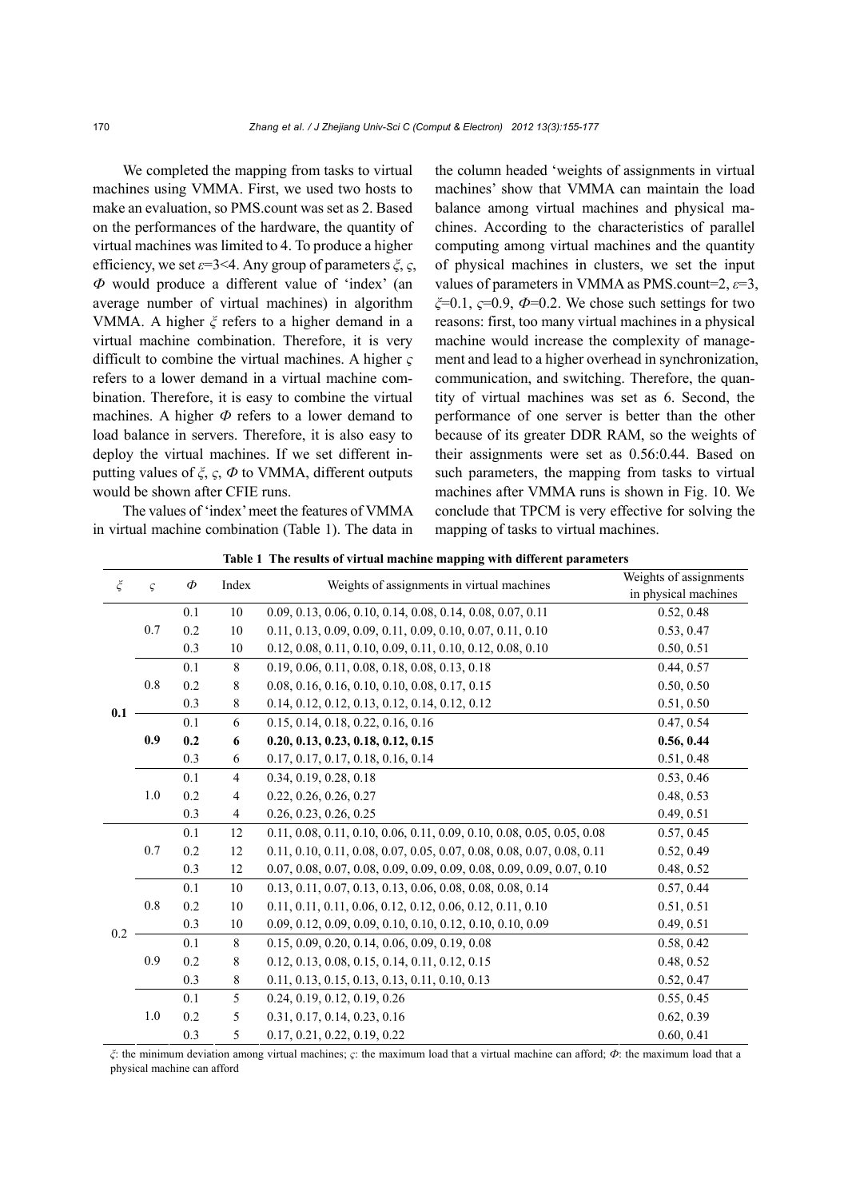We completed the mapping from tasks to virtual machines using VMMA. First, we used two hosts to make an evaluation, so PMS.count was set as 2. Based on the performances of the hardware, the quantity of virtual machines was limited to 4. To produce a higher efficiency, we set $\varepsilon$=3<4. Any group of parameters $\xi$, $\varsigma$, $\Phi$ would produce a different value of 'index' (an average number of virtual machines) in algorithm VMMA. A higher $\xi$ refers to a higher demand in a virtual machine combination. Therefore, it is very difficult to combine the virtual machines. A higher $\varsigma$ refers to a lower demand in a virtual machine combination. Therefore, it is easy to combine the virtual machines. A higher $\Phi$ refers to a lower demand to load balance in servers. Therefore, it is also easy to deploy the virtual machines. If we set different inputting values of $\xi$, $\varsigma$, $\Phi$ to VMMA, different outputs would be shown after CFIE runs.

The values of 'index' meet the features of VMMA in virtual machine combination (Table 1). The data in the column headed 'weights of assignments in virtual machines' show that VMMA can maintain the load balance among virtual machines and physical machines. According to the characteristics of parallel computing among virtual machines and the quantity of physical machines in clusters, we set the input values of parameters in VMMA as PMS.count=2, $\varepsilon$=3, $\xi$=0.1, $\varsigma$=0.9, $\Phi$=0.2. We chose such settings for two reasons: first, too many virtual machines in a physical machine would increase the complexity of management and lead to a higher overhead in synchronization, communication, and switching. Therefore, the quantity of virtual machines was set as 6. Second, the performance of one server is better than the other because of its greater DDR RAM, so the weights of their assignments were set as 0.56:0.44. Based on such parameters, the mapping from tasks to virtual machines after VMMA runs is shown in Fig. 10. We conclude that TPCM is very effective for solving the mapping of tasks to virtual machines.

**Table 1 The results of virtual machine mapping with different parameters**

| $\xi$ | $\varsigma$ | $\Phi$ | Index | Weights of assignments in virtual machines | Weights of assignments in physical machines |
|---|---|---|---|---|---|
| 0.1 | 0.7 | 0.1 | 10 | 0.09, 0.13, 0.06, 0.10, 0.14, 0.08, 0.14, 0.08, 0.07, 0.11 | 0.52, 0.48 |
| | | 0.2 | 10 | 0.11, 0.13, 0.09, 0.09, 0.11, 0.09, 0.10, 0.07, 0.11, 0.10 | 0.53, 0.47 |
| | | 0.3 | 10 | 0.12, 0.08, 0.11, 0.10, 0.09, 0.11, 0.10, 0.12, 0.08, 0.10 | 0.50, 0.51 |
| | 0.8 | 0.1 | 8 | 0.19, 0.06, 0.11, 0.08, 0.18, 0.08, 0.13, 0.18 | 0.44, 0.57 |
| | | 0.2 | 8 | 0.08, 0.16, 0.16, 0.10, 0.10, 0.08, 0.17, 0.15 | 0.50, 0.50 |
| | | 0.3 | 8 | 0.14, 0.12, 0.12, 0.13, 0.12, 0.14, 0.12, 0.12 | 0.51, 0.50 |
| | 0.9 | 0.1 | 6 | 0.15, 0.14, 0.18, 0.22, 0.16, 0.16 | 0.47, 0.54 |
| | **0.9** | **0.2** | **6** | **0.20, 0.13, 0.23, 0.18, 0.12, 0.15** | **0.56, 0.44** |
| | | 0.3 | 6 | 0.17, 0.17, 0.17, 0.18, 0.16, 0.14 | 0.51, 0.48 |
| | 1.0 | 0.1 | 4 | 0.34, 0.19, 0.28, 0.18 | 0.53, 0.46 |
| | | 0.2 | 4 | 0.22, 0.26, 0.26, 0.27 | 0.48, 0.53 |
| | | 0.3 | 4 | 0.26, 0.23, 0.26, 0.25 | 0.49, 0.51 |
| 0.2 | 0.7 | 0.1 | 12 | 0.11, 0.08, 0.11, 0.10, 0.06, 0.11, 0.09, 0.10, 0.08, 0.05, 0.05, 0.08 | 0.57, 0.45 |
| | | 0.2 | 12 | 0.11, 0.10, 0.11, 0.08, 0.07, 0.05, 0.07, 0.08, 0.08, 0.07, 0.08, 0.11 | 0.52, 0.49 |
| | | 0.3 | 12 | 0.07, 0.08, 0.07, 0.08, 0.09, 0.09, 0.09, 0.08, 0.09, 0.09, 0.07, 0.10 | 0.48, 0.52 |
| | 0.8 | 0.1 | 10 | 0.13, 0.11, 0.07, 0.13, 0.13, 0.06, 0.08, 0.08, 0.08, 0.14 | 0.57, 0.44 |
| | | 0.2 | 10 | 0.11, 0.11, 0.11, 0.06, 0.12, 0.12, 0.06, 0.12, 0.11, 0.10 | 0.51, 0.51 |
| | | 0.3 | 10 | 0.09, 0.12, 0.09, 0.09, 0.10, 0.10, 0.12, 0.10, 0.10, 0.09 | 0.49, 0.51 |
| | 0.9 | 0.1 | 8 | 0.15, 0.09, 0.20, 0.14, 0.06, 0.09, 0.19, 0.08 | 0.58, 0.42 |
| | | 0.2 | 8 | 0.12, 0.13, 0.08, 0.15, 0.14, 0.11, 0.12, 0.15 | 0.48, 0.52 |
| | | 0.3 | 8 | 0.11, 0.13, 0.15, 0.13, 0.13, 0.11, 0.10, 0.13 | 0.52, 0.47 |
| | 1.0 | 0.1 | 5 | 0.24, 0.19, 0.12, 0.19, 0.26 | 0.55, 0.45 |
| | | 0.2 | 5 | 0.31, 0.17, 0.14, 0.23, 0.16 | 0.62, 0.39 |
| | | 0.3 | 5 | 0.17, 0.21, 0.22, 0.19, 0.22 | 0.60, 0.41 |

$\xi$: the minimum deviation among virtual machines; $\varsigma$: the maximum load that a virtual machine can afford; $\Phi$: the maximum load that a physical machine can afford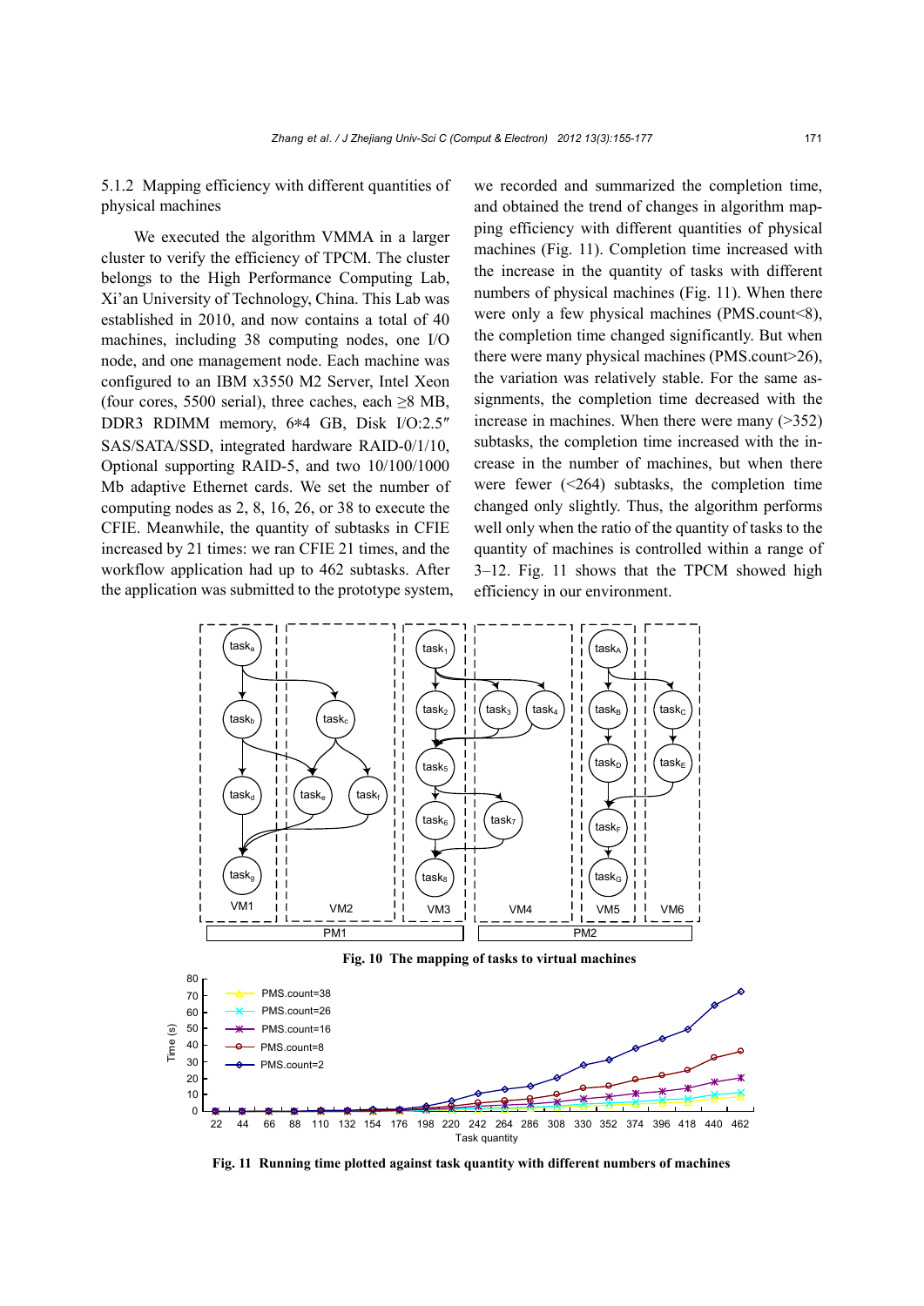#### 5.1.2 Mapping efficiency with different quantities of physical machines

We executed the algorithm VMMA in a larger cluster to verify the efficiency of TPCM. The cluster belongs to the High Performance Computing Lab, Xi'an University of Technology, China. This Lab was established in 2010, and now contains a total of 40 machines, including 38 computing nodes, one I/O node, and one management node. Each machine was configured to an IBM x3550 M2 Server, Intel Xeon (four cores, 5500 serial), three caches, each ≥8 MB, DDR3 RDIMM memory, 6*4 GB, Disk I/O:2.5″ SAS/SATA/SSD, integrated hardware RAID-0/1/10, Optional supporting RAID-5, and two 10/100/1000 Mb adaptive Ethernet cards. We set the number of computing nodes as 2, 8, 16, 26, or 38 to execute the CFIE. Meanwhile, the quantity of subtasks in CFIE increased by 21 times: we ran CFIE 21 times, and the workflow application had up to 462 subtasks. After the application was submitted to the prototype system, we recorded and summarized the completion time, and obtained the trend of changes in algorithm mapping efficiency with different quantities of physical machines (Fig. 11). Completion time increased with the increase in the quantity of tasks with different numbers of physical machines (Fig. 11). When there were only a few physical machines (PMS.count<8), the completion time changed significantly. But when there were many physical machines (PMS.count>26), the variation was relatively stable. For the same assignments, the completion time decreased with the increase in machines. When there were many (>352) subtasks, the completion time increased with the increase in the number of machines, but when there were fewer (<264) subtasks, the completion time changed only slightly. Thus, the algorithm performs well only when the ratio of the quantity of tasks to the quantity of machines is controlled within a range of 3–12. Fig. 11 shows that the TPCM showed high efficiency in our environment.

**Fig. 10 The mapping of tasks to virtual machines**

**Fig. 11 Running time plotted against task quantity with different numbers of machines**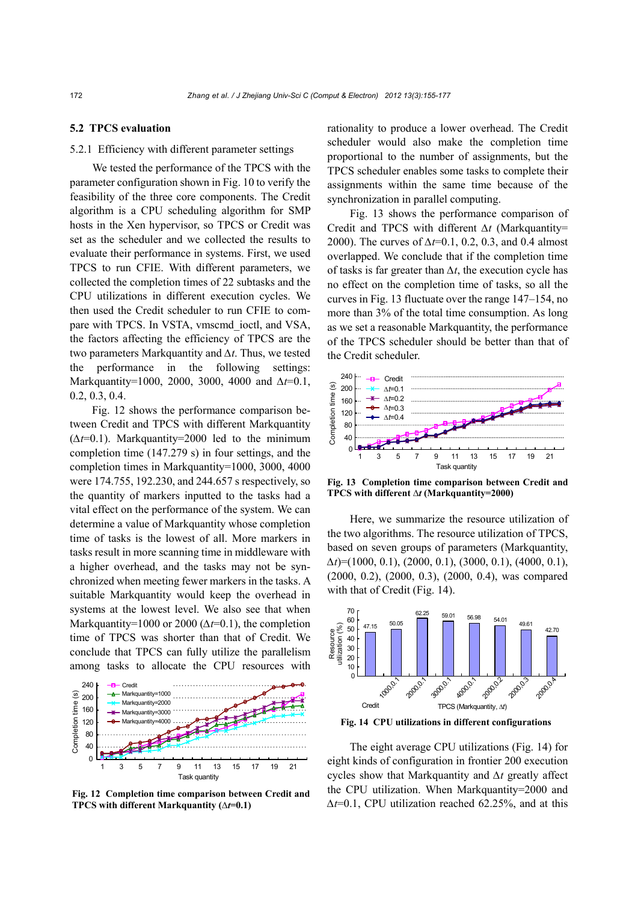### 5.2 TPCS evaluation

5.2.1 Efficiency with different parameter settings

We tested the performance of the TPCS with the parameter configuration shown in Fig. 10 to verify the feasibility of the three core components. The Credit algorithm is a CPU scheduling algorithm for SMP hosts in the Xen hypervisor, so TPCS or Credit was set as the scheduler and we collected the results to evaluate their performance in systems. First, we used TPCS to run CFIE. With different parameters, we collected the completion times of 22 subtasks and the CPU utilizations in different execution cycles. We then used the Credit scheduler to run CFIE to compare with TPCS. In VSTA, vmscmd_ioctl, and VSA, the factors affecting the efficiency of TPCS are the two parameters Markquantity and $\Delta t$. Thus, we tested the performance in the following settings: Markquantity=1000, 2000, 3000, 4000 and $\Delta t$=0.1, 0.2, 0.3, 0.4.

Fig. 12 shows the performance comparison between Credit and TPCS with different Markquantity ($\Delta t$=0.1). Markquantity=2000 led to the minimum completion time (147.279 s) in four settings, and the completion times in Markquantity=1000, 3000, 4000 were 174.755, 192.230, and 244.657 s respectively, so the quantity of markers inputted to the tasks had a vital effect on the performance of the system. We can determine a value of Markquantity whose completion time of tasks is the lowest of all. More markers in tasks result in more scanning time in middleware with a higher overhead, and the tasks may not be synchronized when meeting fewer markers in the tasks. A suitable Markquantity would keep the overhead in systems at the lowest level. We also see that when Markquantity=1000 or 2000 ($\Delta t$=0.1), the completion time of TPCS was shorter than that of Credit. We conclude that TPCS can fully utilize the parallelism among tasks to allocate the CPU resources with rationality to produce a lower overhead. The Credit scheduler would also make the completion time proportional to the number of assignments, but the TPCS scheduler enables some tasks to complete their assignments within the same time because of the synchronization in parallel computing.

**Fig. 12 Completion time comparison between Credit and TPCS with different Markquantity ($\Delta t$=0.1)**

Fig. 13 shows the performance comparison of Credit and TPCS with different $\Delta t$ (Markquantity=2000). The curves of $\Delta t$=0.1, 0.2, 0.3, and 0.4 almost overlapped. We conclude that if the completion time of tasks is far greater than $\Delta t$, the execution cycle has no effect on the completion time of tasks, so all the curves in Fig. 13 fluctuate over the range 147–154, no more than 3% of the total time consumption. As long as we set a reasonable Markquantity, the performance of the TPCS scheduler should be better than that of the Credit scheduler.

**Fig. 13 Completion time comparison between Credit and TPCS with different $\Delta t$ (Markquantity=2000)**

Here, we summarize the resource utilization of the two algorithms. The resource utilization of TPCS, based on seven groups of parameters (Markquantity, $\Delta t$)=(1000, 0.1), (2000, 0.1), (3000, 0.1), (4000, 0.1), (2000, 0.2), (2000, 0.3), (2000, 0.4), was compared with that of Credit (Fig. 14).

**Fig. 14 CPU utilizations in different configurations**

The eight average CPU utilizations (Fig. 14) for eight kinds of configuration in frontier 200 execution cycles show that Markquantity and $\Delta t$ greatly affect the CPU utilization. When Markquantity=2000 and $\Delta t$=0.1, CPU utilization reached 62.25%, and at this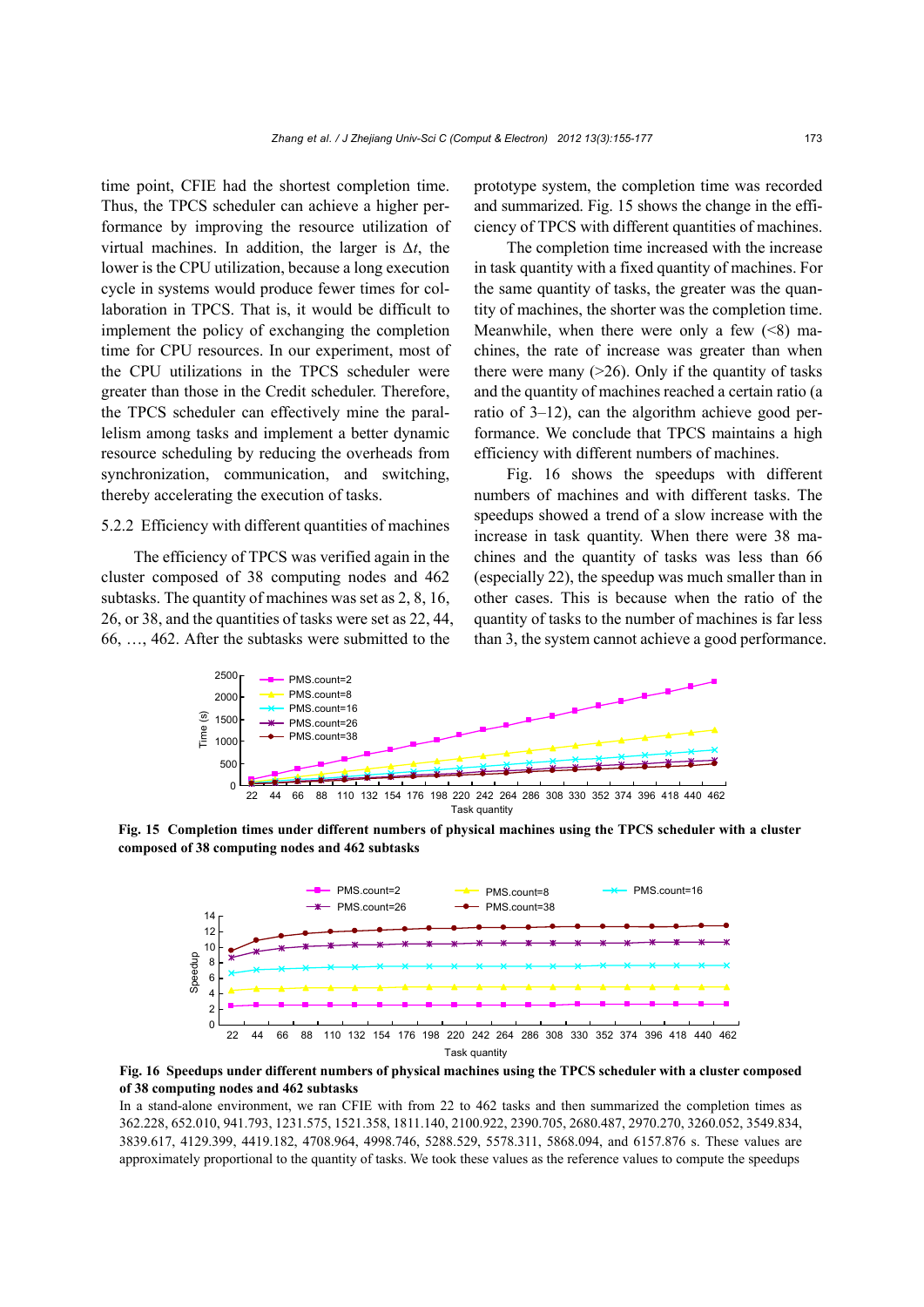time point, CFIE had the shortest completion time. Thus, the TPCS scheduler can achieve a higher performance by improving the resource utilization of virtual machines. In addition, the larger is $\Delta t$, the lower is the CPU utilization, because a long execution cycle in systems would produce fewer times for collaboration in TPCS. That is, it would be difficult to implement the policy of exchanging the completion time for CPU resources. In our experiment, most of the CPU utilizations in the TPCS scheduler were greater than those in the Credit scheduler. Therefore, the TPCS scheduler can effectively mine the parallelism among tasks and implement a better dynamic resource scheduling by reducing the overheads from synchronization, communication, and switching, thereby accelerating the execution of tasks.

### 5.2.2 Efficiency with different quantities of machines

The efficiency of TPCS was verified again in the cluster composed of 38 computing nodes and 462 subtasks. The quantity of machines was set as 2, 8, 16, 26, or 38, and the quantities of tasks were set as 22, 44, 66, …, 462. After the subtasks were submitted to the prototype system, the completion time was recorded and summarized. Fig. 15 shows the change in the efficiency of TPCS with different quantities of machines.

The completion time increased with the increase in task quantity with a fixed quantity of machines. For the same quantity of tasks, the greater was the quantity of machines, the shorter was the completion time. Meanwhile, when there were only a few (<8) machines, the rate of increase was greater than when there were many (>26). Only if the quantity of tasks and the quantity of machines reached a certain ratio (a ratio of 3–12), can the algorithm achieve good performance. We conclude that TPCS maintains a high efficiency with different numbers of machines.

Fig. 16 shows the speedups with different numbers of machines and with different tasks. The speedups showed a trend of a slow increase with the increase in task quantity. When there were 38 machines and the quantity of tasks was less than 66 (especially 22), the speedup was much smaller than in other cases. This is because when the ratio of the quantity of tasks to the number of machines is far less than 3, the system cannot achieve a good performance.

**Fig. 15 Completion times under different numbers of physical machines using the TPCS scheduler with a cluster composed of 38 computing nodes and 462 subtasks**

**Fig. 16 Speedups under different numbers of physical machines using the TPCS scheduler with a cluster composed of 38 computing nodes and 462 subtasks**

In a stand-alone environment, we ran CFIE with from 22 to 462 tasks and then summarized the completion times as 362.228, 652.010, 941.793, 1231.575, 1521.358, 1811.140, 2100.922, 2390.705, 2680.487, 2970.270, 3260.052, 3549.834, 3839.617, 4129.399, 4419.182, 4708.964, 4998.746, 5288.529, 5578.311, 5868.094, and 6157.876 s. These values are approximately proportional to the quantity of tasks. We took these values as the reference values to compute the speedups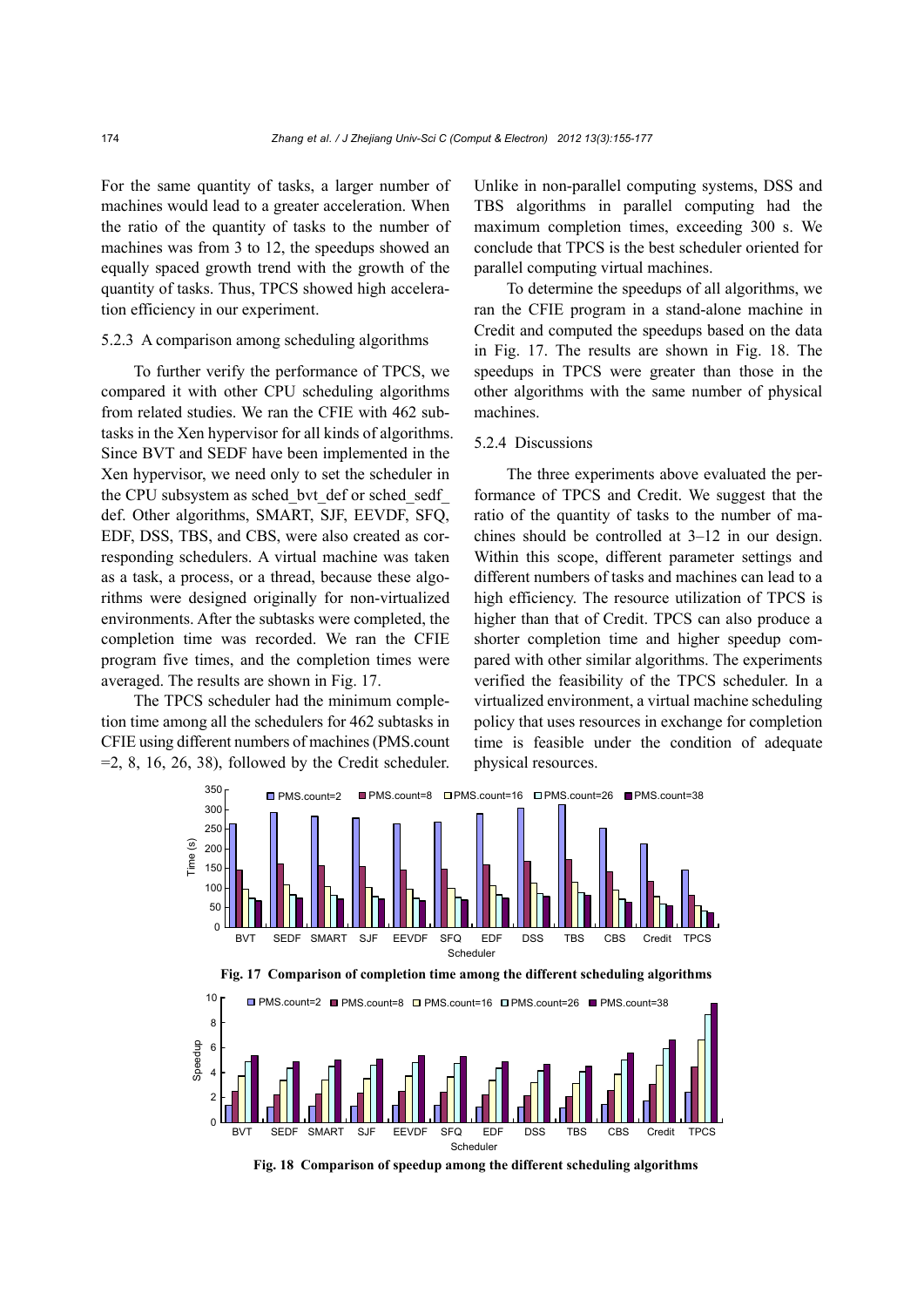For the same quantity of tasks, a larger number of machines would lead to a greater acceleration. When the ratio of the quantity of tasks to the number of machines was from 3 to 12, the speedups showed an equally spaced growth trend with the growth of the quantity of tasks. Thus, TPCS showed high acceleration efficiency in our experiment.

#### 5.2.3 A comparison among scheduling algorithms

To further verify the performance of TPCS, we compared it with other CPU scheduling algorithms from related studies. We ran the CFIE with 462 subtasks in the Xen hypervisor for all kinds of algorithms. Since BVT and SEDF have been implemented in the Xen hypervisor, we need only to set the scheduler in the CPU subsystem as sched_bvt_def or sched_sedf_def. Other algorithms, SMART, SJF, EEVDF, SFQ, EDF, DSS, TBS, and CBS, were also created as corresponding schedulers. A virtual machine was taken as a task, a process, or a thread, because these algorithms were designed originally for non-virtualized environments. After the subtasks were completed, the completion time was recorded. We ran the CFIE program five times, and the completion times were averaged. The results are shown in Fig. 17.

The TPCS scheduler had the minimum completion time among all the schedulers for 462 subtasks in CFIE using different numbers of machines (PMS.count =2, 8, 16, 26, 38), followed by the Credit scheduler. Unlike in non-parallel computing systems, DSS and TBS algorithms in parallel computing had the maximum completion times, exceeding 300 s. We conclude that TPCS is the best scheduler oriented for parallel computing virtual machines.

To determine the speedups of all algorithms, we ran the CFIE program in a stand-alone machine in Credit and computed the speedups based on the data in Fig. 17. The results are shown in Fig. 18. The speedups in TPCS were greater than those in the other algorithms with the same number of physical machines.

#### 5.2.4 Discussions

The three experiments above evaluated the performance of TPCS and Credit. We suggest that the ratio of the quantity of tasks to the number of machines should be controlled at 3–12 in our design. Within this scope, different parameter settings and different numbers of tasks and machines can lead to a high efficiency. The resource utilization of TPCS is higher than that of Credit. TPCS can also produce a shorter completion time and higher speedup compared with other similar algorithms. The experiments verified the feasibility of the TPCS scheduler. In a virtualized environment, a virtual machine scheduling policy that uses resources in exchange for completion time is feasible under the condition of adequate physical resources.

**Fig. 17 Comparison of completion time among the different scheduling algorithms**

**Fig. 18 Comparison of speedup among the different scheduling algorithms**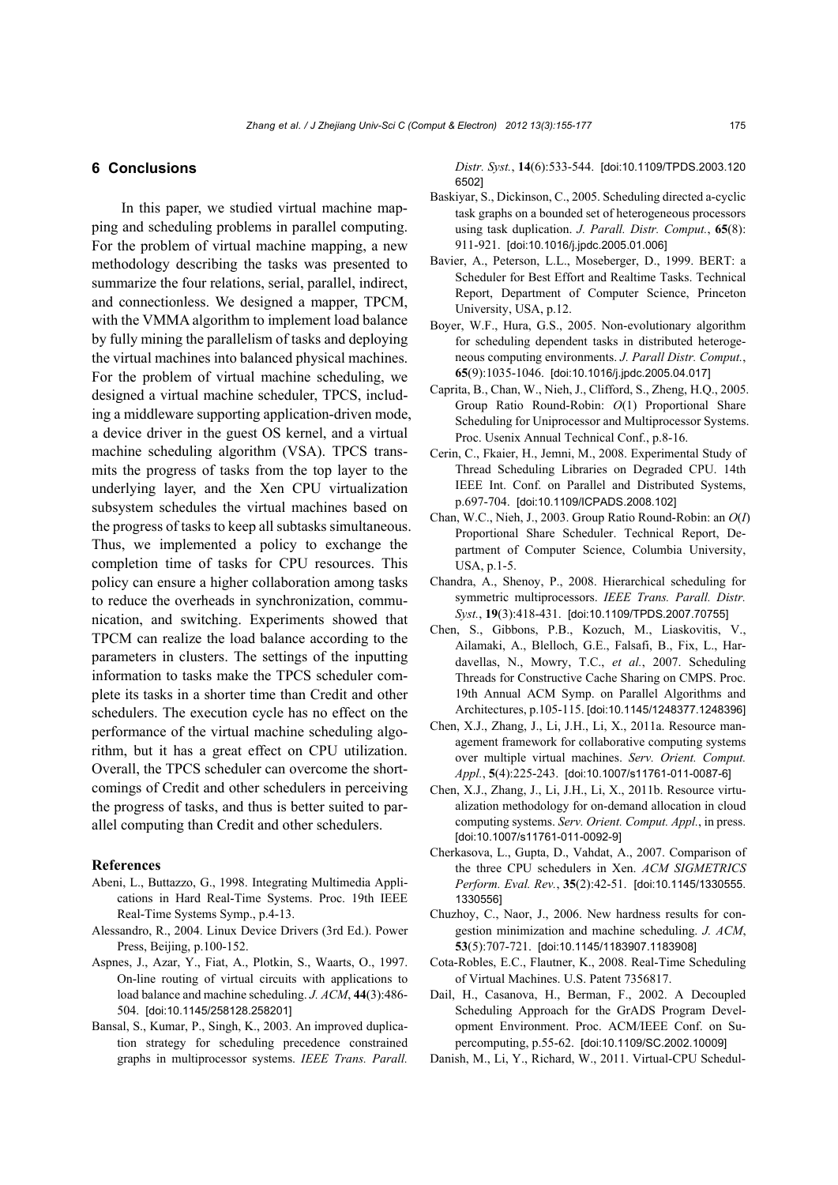## 6 Conclusions

In this paper, we studied virtual machine mapping and scheduling problems in parallel computing. For the problem of virtual machine mapping, a new methodology describing the tasks was presented to summarize the four relations, serial, parallel, indirect, and connectionless. We designed a mapper, TPCM, with the VMMA algorithm to implement load balance by fully mining the parallelism of tasks and deploying the virtual machines into balanced physical machines. For the problem of virtual machine scheduling, we designed a virtual machine scheduler, TPCS, including a middleware supporting application-driven mode, a device driver in the guest OS kernel, and a virtual machine scheduling algorithm (VSA). TPCS transmits the progress of tasks from the top layer to the underlying layer, and the Xen CPU virtualization subsystem schedules the virtual machines based on the progress of tasks to keep all subtasks simultaneous. Thus, we implemented a policy to exchange the completion time of tasks for CPU resources. This policy can ensure a higher collaboration among tasks to reduce the overheads in synchronization, communication, and switching. Experiments showed that TPCM can realize the load balance according to the parameters in clusters. The settings of the inputting information to tasks make the TPCS scheduler complete its tasks in a shorter time than Credit and other schedulers. The execution cycle has no effect on the performance of the virtual machine scheduling algorithm, but it has a great effect on CPU utilization. Overall, the TPCS scheduler can overcome the shortcomings of Credit and other schedulers in perceiving the progress of tasks, and thus is better suited to parallel computing than Credit and other schedulers.

### References

Abeni, L., Buttazzo, G., 1998. Integrating Multimedia Applications in Hard Real-Time Systems. Proc. 19th IEEE Real-Time Systems Symp., p.4-13.

Alessandro, R., 2004. Linux Device Drivers (3rd Ed.). Power Press, Beijing, p.100-152.

Aspnes, J., Azar, Y., Fiat, A., Plotkin, S., Waarts, O., 1997. On-line routing of virtual circuits with applications to load balance and machine scheduling. *J. ACM*, **44**(3):486-504. [doi:10.1145/258128.258201]

Bansal, S., Kumar, P., Singh, K., 2003. An improved duplication strategy for scheduling precedence constrained graphs in multiprocessor systems. *IEEE Trans. Parall. Distr. Syst.*, **14**(6):533-544. [doi:10.1109/TPDS.2003.1206502]

Baskiyar, S., Dickinson, C., 2005. Scheduling directed a-cyclic task graphs on a bounded set of heterogeneous processors using task duplication. *J. Parall. Distr. Comput.*, **65**(8): 911-921. [doi:10.1016/j.jpdc.2005.01.006]

Bavier, A., Peterson, L.L., Moseberger, D., 1999. BERT: a Scheduler for Best Effort and Realtime Tasks. Technical Report, Department of Computer Science, Princeton University, USA, p.12.

Boyer, W.F., Hura, G.S., 2005. Non-evolutionary algorithm for scheduling dependent tasks in distributed heterogeneous computing environments. *J. Parall Distr. Comput.*, **65**(9):1035-1046. [doi:10.1016/j.jpdc.2005.04.017]

Caprita, B., Chan, W., Nieh, J., Clifford, S., Zheng, H.Q., 2005. Group Ratio Round-Robin: *O*(1) Proportional Share Scheduling for Uniprocessor and Multiprocessor Systems. Proc. Usenix Annual Technical Conf., p.8-16.

Cerin, C., Fkaier, H., Jemni, M., 2008. Experimental Study of Thread Scheduling Libraries on Degraded CPU. 14th IEEE Int. Conf. on Parallel and Distributed Systems, p.697-704. [doi:10.1109/ICPADS.2008.102]

Chan, W.C., Nieh, J., 2003. Group Ratio Round-Robin: an *O*(*I*) Proportional Share Scheduler. Technical Report, Department of Computer Science, Columbia University, USA, p.1-5.

Chandra, A., Shenoy, P., 2008. Hierarchical scheduling for symmetric multiprocessors. *IEEE Trans. Parall. Distr. Syst.*, **19**(3):418-431. [doi:10.1109/TPDS.2007.70755]

Chen, S., Gibbons, P.B., Kozuch, M., Liaskovitis, V., Ailamaki, A., Blelloch, G.E., Falsafi, B., Fix, L., Hardavellas, N., Mowry, T.C., *et al.*, 2007. Scheduling Threads for Constructive Cache Sharing on CMPS. Proc. 19th Annual ACM Symp. on Parallel Algorithms and Architectures, p.105-115. [doi:10.1145/1248377.1248396]

Chen, X.J., Zhang, J., Li, J.H., Li, X., 2011a. Resource management framework for collaborative computing systems over multiple virtual machines. *Serv. Orient. Comput. Appl.*, **5**(4):225-243. [doi:10.1007/s11761-011-0087-6]

Chen, X.J., Zhang, J., Li, J.H., Li, X., 2011b. Resource virtualization methodology for on-demand allocation in cloud computing systems. *Serv. Orient. Comput. Appl.*, in press. [doi:10.1007/s11761-011-0092-9]

Cherkasova, L., Gupta, D., Vahdat, A., 2007. Comparison of the three CPU schedulers in Xen. *ACM SIGMETRICS Perform. Eval. Rev.*, **35**(2):42-51. [doi:10.1145/1330555.1330556]

Chuzhoy, C., Naor, J., 2006. New hardness results for congestion minimization and machine scheduling. *J. ACM*, **53**(5):707-721. [doi:10.1145/1183907.1183908]

Cota-Robles, E.C., Flautner, K., 2008. Real-Time Scheduling of Virtual Machines. U.S. Patent 7356817.

Dail, H., Casanova, H., Berman, F., 2002. A Decoupled Scheduling Approach for the GrADS Program Development Environment. Proc. ACM/IEEE Conf. on Supercomputing, p.55-62. [doi:10.1109/SC.2002.10009]

Danish, M., Li, Y., Richard, W., 2011. Virtual-CPU Schedul-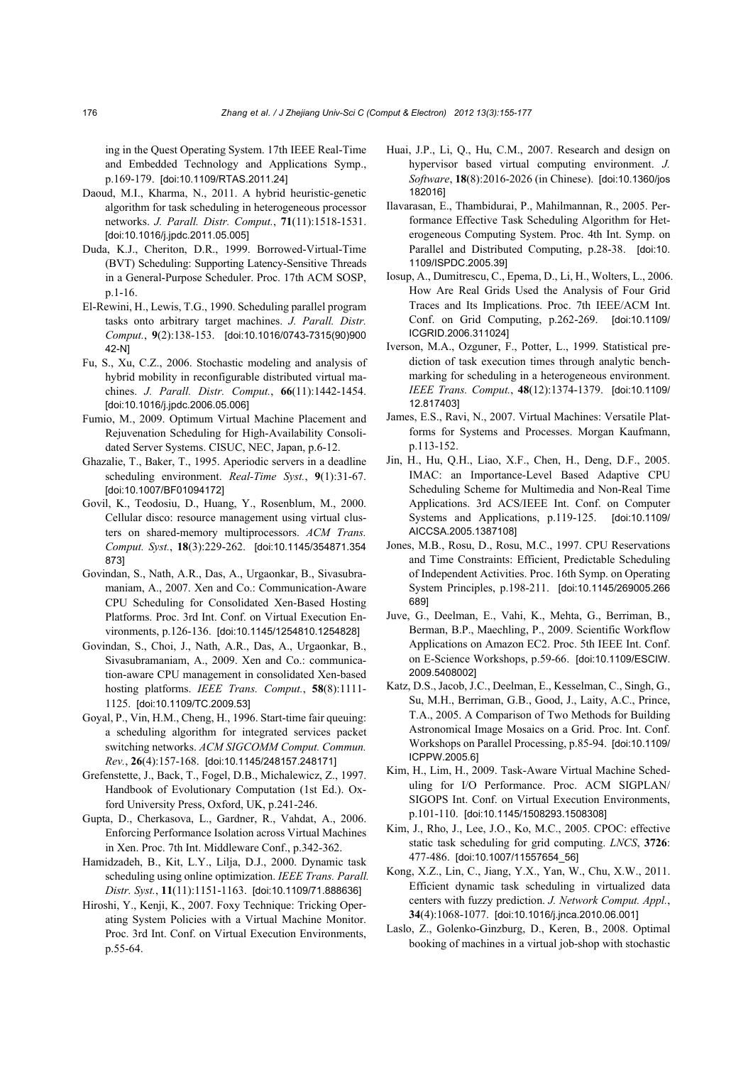ing in the Quest Operating System. 17th IEEE Real-Time and Embedded Technology and Applications Symp., p.169-179. [doi:10.1109/RTAS.2011.24]

Daoud, M.I., Kharma, N., 2011. A hybrid heuristic-genetic algorithm for task scheduling in heterogeneous processor networks. *J. Parall. Distr. Comput.*, **71**(11):1518-1531. [doi:10.1016/j.jpdc.2011.05.005]

Duda, K.J., Cheriton, D.R., 1999. Borrowed-Virtual-Time (BVT) Scheduling: Supporting Latency-Sensitive Threads in a General-Purpose Scheduler. Proc. 17th ACM SOSP, p.1-16.

El-Rewini, H., Lewis, T.G., 1990. Scheduling parallel program tasks onto arbitrary target machines. *J. Parall. Distr. Comput.*, **9**(2):138-153. [doi:10.1016/0743-7315(90)90042-N]

Fu, S., Xu, C.Z., 2006. Stochastic modeling and analysis of hybrid mobility in reconfigurable distributed virtual machines. *J. Parall. Distr. Comput.*, **66**(11):1442-1454. [doi:10.1016/j.jpdc.2006.05.006]

Fumio, M., 2009. Optimum Virtual Machine Placement and Rejuvenation Scheduling for High-Availability Consolidated Server Systems. CISUC, NEC, Japan, p.6-12.

Ghazalie, T., Baker, T., 1995. Aperiodic servers in a deadline scheduling environment. *Real-Time Syst.*, **9**(1):31-67. [doi:10.1007/BF01094172]

Govil, K., Teodosiu, D., Huang, Y., Rosenblum, M., 2000. Cellular disco: resource management using virtual clusters on shared-memory multiprocessors. *ACM Trans. Comput. Syst.*, **18**(3):229-262. [doi:10.1145/354871.354873]

Govindan, S., Nath, A.R., Das, A., Urgaonkar, B., Sivasubramaniam, A., 2007. Xen and Co.: Communication-Aware CPU Scheduling for Consolidated Xen-Based Hosting Platforms. Proc. 3rd Int. Conf. on Virtual Execution Environments, p.126-136. [doi:10.1145/1254810.1254828]

Govindan, S., Choi, J., Nath, A.R., Das, A., Urgaonkar, B., Sivasubramaniam, A., 2009. Xen and Co.: communication-aware CPU management in consolidated Xen-based hosting platforms. *IEEE Trans. Comput.*, **58**(8):1111-1125. [doi:10.1109/TC.2009.53]

Goyal, P., Vin, H.M., Cheng, H., 1996. Start-time fair queuing: a scheduling algorithm for integrated services packet switching networks. *ACM SIGCOMM Comput. Commun. Rev.*, **26**(4):157-168. [doi:10.1145/248157.248171]

Grefenstette, J., Back, T., Fogel, D.B., Michalewicz, Z., 1997. Handbook of Evolutionary Computation (1st Ed.). Oxford University Press, Oxford, UK, p.241-246.

Gupta, D., Cherkasova, L., Gardner, R., Vahdat, A., 2006. Enforcing Performance Isolation across Virtual Machines in Xen. Proc. 7th Int. Middleware Conf., p.342-362.

Hamidzadeh, B., Kit, L.Y., Lilja, D.J., 2000. Dynamic task scheduling using online optimization. *IEEE Trans. Parall. Distr. Syst.*, **11**(11):1151-1163. [doi:10.1109/71.888636]

Hiroshi, Y., Kenji, K., 2007. Foxy Technique: Tricking Operating System Policies with a Virtual Machine Monitor. Proc. 3rd Int. Conf. on Virtual Execution Environments, p.55-64.

Huai, J.P., Li, Q., Hu, C.M., 2007. Research and design on hypervisor based virtual computing environment. *J. Software*, **18**(8):2016-2026 (in Chinese). [doi:10.1360/jos182016]

Ilavarasan, E., Thambidurai, P., Mahilmannan, R., 2005. Performance Effective Task Scheduling Algorithm for Heterogeneous Computing System. Proc. 4th Int. Symp. on Parallel and Distributed Computing, p.28-38. [doi:10.1109/ISPDC.2005.39]

Iosup, A., Dumitrescu, C., Epema, D., Li, H., Wolters, L., 2006. How Are Real Grids Used the Analysis of Four Grid Traces and Its Implications. Proc. 7th IEEE/ACM Int. Conf. on Grid Computing, p.262-269. [doi:10.1109/ICGRID.2006.311024]

Iverson, M.A., Ozguner, F., Potter, L., 1999. Statistical prediction of task execution times through analytic benchmarking for scheduling in a heterogeneous environment. *IEEE Trans. Comput.*, **48**(12):1374-1379. [doi:10.1109/12.817403]

James, E.S., Ravi, N., 2007. Virtual Machines: Versatile Platforms for Systems and Processes. Morgan Kaufmann, p.113-152.

Jin, H., Hu, Q.H., Liao, X.F., Chen, H., Deng, D.F., 2005. IMAC: an Importance-Level Based Adaptive CPU Scheduling Scheme for Multimedia and Non-Real Time Applications. 3rd ACS/IEEE Int. Conf. on Computer Systems and Applications, p.119-125. [doi:10.1109/AICCSA.2005.1387108]

Jones, M.B., Rosu, D., Rosu, M.C., 1997. CPU Reservations and Time Constraints: Efficient, Predictable Scheduling of Independent Activities. Proc. 16th Symp. on Operating System Principles, p.198-211. [doi:10.1145/269005.266689]

Juve, G., Deelman, E., Vahi, K., Mehta, G., Berriman, B., Berman, B.P., Maechling, P., 2009. Scientific Workflow Applications on Amazon EC2. Proc. 5th IEEE Int. Conf. on E-Science Workshops, p.59-66. [doi:10.1109/ESCIW.2009.5408002]

Katz, D.S., Jacob, J.C., Deelman, E., Kesselman, C., Singh, G., Su, M.H., Berriman, G.B., Good, J., Laity, A.C., Prince, T.A., 2005. A Comparison of Two Methods for Building Astronomical Image Mosaics on a Grid. Proc. Int. Conf. Workshops on Parallel Processing, p.85-94. [doi:10.1109/ICPPW.2005.6]

Kim, H., Lim, H., 2009. Task-Aware Virtual Machine Scheduling for I/O Performance. Proc. ACM SIGPLAN/SIGOPS Int. Conf. on Virtual Execution Environments, p.101-110. [doi:10.1145/1508293.1508308]

Kim, J., Rho, J., Lee, J.O., Ko, M.C., 2005. CPOC: effective static task scheduling for grid computing. *LNCS*, **3726**: 477-486. [doi:10.1007/11557654_56]

Kong, X.Z., Lin, C., Jiang, Y.X., Yan, W., Chu, X.W., 2011. Efficient dynamic task scheduling in virtualized data centers with fuzzy prediction. *J. Network Comput. Appl.*, **34**(4):1068-1077. [doi:10.1016/j.jnca.2010.06.001]

Laslo, Z., Golenko-Ginzburg, D., Keren, B., 2008. Optimal booking of machines in a virtual job-shop with stochastic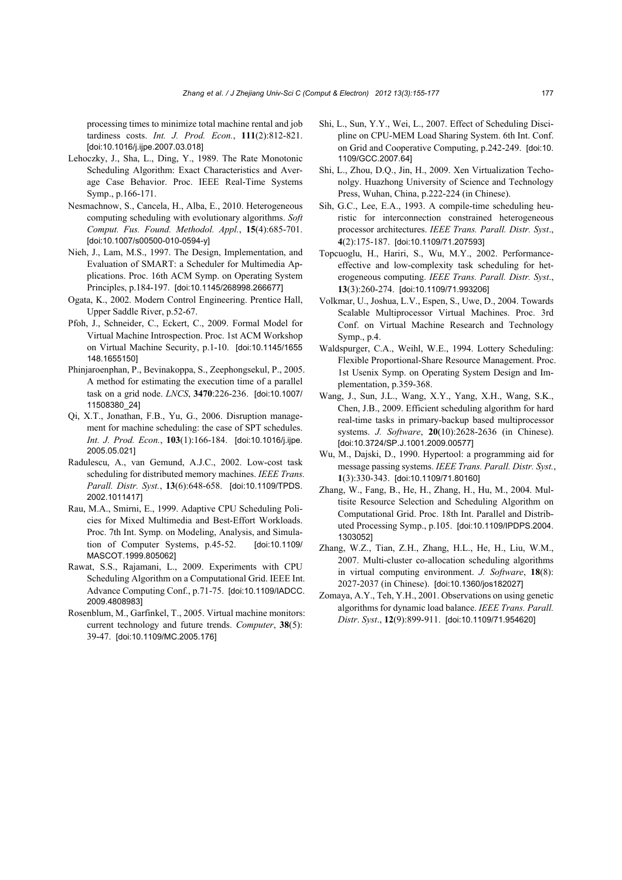processing times to minimize total machine rental and job tardiness costs. *Int. J. Prod. Econ.*, **111**(2):812-821. [doi:10.1016/j.ijpe.2007.03.018]

Lehoczky, J., Sha, L., Ding, Y., 1989. The Rate Monotonic Scheduling Algorithm: Exact Characteristics and Average Case Behavior. Proc. IEEE Real-Time Systems Symp., p.166-171.

Nesmachnow, S., Cancela, H., Alba, E., 2010. Heterogeneous computing scheduling with evolutionary algorithms. *Soft Comput. Fus. Found. Methodol. Appl.*, **15**(4):685-701. [doi:10.1007/s00500-010-0594-y]

Nieh, J., Lam, M.S., 1997. The Design, Implementation, and Evaluation of SMART: a Scheduler for Multimedia Applications. Proc. 16th ACM Symp. on Operating System Principles, p.184-197. [doi:10.1145/268998.266677]

Ogata, K., 2002. Modern Control Engineering. Prentice Hall, Upper Saddle River, p.52-67.

Pfoh, J., Schneider, C., Eckert, C., 2009. Formal Model for Virtual Machine Introspection. Proc. 1st ACM Workshop on Virtual Machine Security, p.1-10. [doi:10.1145/1655148.1655150]

Phinjaroenphan, P., Bevinakoppa, S., Zeephongsekul, P., 2005. A method for estimating the execution time of a parallel task on a grid node. *LNCS*, **3470**:226-236. [doi:10.1007/11508380_24]

Qi, X.T., Jonathan, F.B., Yu, G., 2006. Disruption management for machine scheduling: the case of SPT schedules. *Int. J. Prod. Econ.*, **103**(1):166-184. [doi:10.1016/j.ijpe.2005.05.021]

Radulescu, A., van Gemund, A.J.C., 2002. Low-cost task scheduling for distributed memory machines. *IEEE Trans. Parall. Distr. Syst.*, **13**(6):648-658. [doi:10.1109/TPDS.2002.1011417]

Rau, M.A., Smirni, E., 1999. Adaptive CPU Scheduling Policies for Mixed Multimedia and Best-Effort Workloads. Proc. 7th Int. Symp. on Modeling, Analysis, and Simulation of Computer Systems, p.45-52. [doi:10.1109/MASCOT.1999.805062]

Rawat, S.S., Rajamani, L., 2009. Experiments with CPU Scheduling Algorithm on a Computational Grid. IEEE Int. Advance Computing Conf., p.71-75. [doi:10.1109/IADCC.2009.4808983]

Rosenblum, M., Garfinkel, T., 2005. Virtual machine monitors: current technology and future trends. *Computer*, **38**(5):39-47. [doi:10.1109/MC.2005.176]

Shi, L., Sun, Y.Y., Wei, L., 2007. Effect of Scheduling Discipline on CPU-MEM Load Sharing System. 6th Int. Conf. on Grid and Cooperative Computing, p.242-249. [doi:10.1109/GCC.2007.64]

Shi, L., Zhou, D.Q., Jin, H., 2009. Xen Virtualization Techonolgy. Huazhong University of Science and Technology Press, Wuhan, China, p.222-224 (in Chinese).

Sih, G.C., Lee, E.A., 1993. A compile-time scheduling heuristic for interconnection constrained heterogeneous processor architectures. *IEEE Trans. Parall. Distr. Syst*., **4**(2):175-187. [doi:10.1109/71.207593]

Topcuoglu, H., Hariri, S., Wu, M.Y., 2002. Performance-effective and low-complexity task scheduling for heterogeneous computing. *IEEE Trans. Parall. Distr. Syst*., **13**(3):260-274. [doi:10.1109/71.993206]

Volkmar, U., Joshua, L.V., Espen, S., Uwe, D., 2004. Towards Scalable Multiprocessor Virtual Machines. Proc. 3rd Conf. on Virtual Machine Research and Technology Symp., p.4.

Waldspurger, C.A., Weihl, W.E., 1994. Lottery Scheduling: Flexible Proportional-Share Resource Management. Proc. 1st Usenix Symp. on Operating System Design and Implementation, p.359-368.

Wang, J., Sun, J.L., Wang, X.Y., Yang, X.H., Wang, S.K., Chen, J.B., 2009. Efficient scheduling algorithm for hard real-time tasks in primary-backup based multiprocessor systems. *J. Software*, **20**(10):2628-2636 (in Chinese). [doi:10.3724/SP.J.1001.2009.00577]

Wu, M., Dajski, D., 1990. Hypertool: a programming aid for message passing systems. *IEEE Trans. Parall. Distr. Syst.*, **1**(3):330-343. [doi:10.1109/71.80160]

Zhang, W., Fang, B., He, H., Zhang, H., Hu, M., 2004. Multisite Resource Selection and Scheduling Algorithm on Computational Grid. Proc. 18th Int. Parallel and Distributed Processing Symp., p.105. [doi:10.1109/IPDPS.2004.1303052]

Zhang, W.Z., Tian, Z.H., Zhang, H.L., He, H., Liu, W.M., 2007. Multi-cluster co-allocation scheduling algorithms in virtual computing environment. *J. Software*, **18**(8):2027-2037 (in Chinese). [doi:10.1360/jos182027]

Zomaya, A.Y., Teh, Y.H., 2001. Observations on using genetic algorithms for dynamic load balance. *IEEE Trans. Parall. Distr. Syst*., **12**(9):899-911. [doi:10.1109/71.954620]